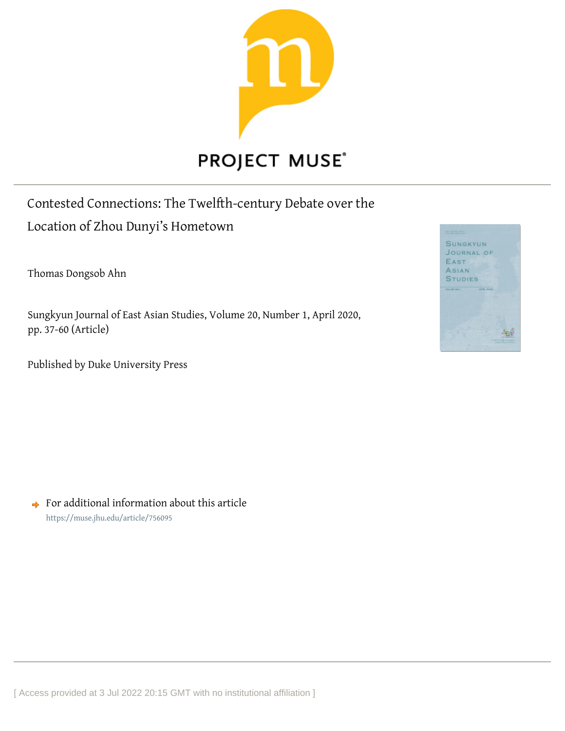PROJECT MUSE

# Contested Connections: The Twelfth-century Debate over the Location of Zhou Dunyi's Hometown

Thomas Dongsob Ahn

Sungkyun Journal of East Asian Studies, Volume 20, Number 1, April 2020, pp. 37-60 (Article)

Published by Duke University Press

For additional information about this article
https://muse.jhu.edu/article/756095

[ Access provided at 3 Jul 2022 20:15 GMT with no institutional affiliation ]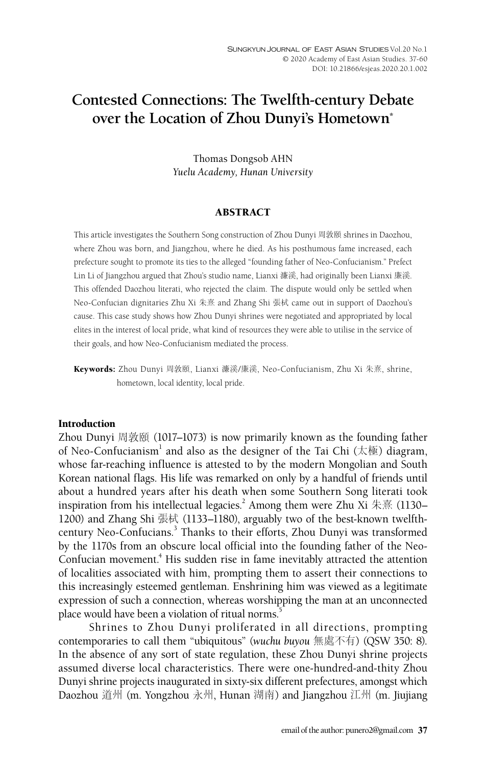# Contested Connections: The Twelfth-century Debate over the Location of Zhou Dunyi's Hometown*

Thomas Dongsob AHN
*Yuelu Academy, Hunan University*

## ABSTRACT

This article investigates the Southern Song construction of Zhou Dunyi 周敦頤 shrines in Daozhou, where Zhou was born, and Jiangzhou, where he died. As his posthumous fame increased, each prefecture sought to promote its ties to the alleged "founding father of Neo-Confucianism." Prefect Lin Li of Jiangzhou argued that Zhou's studio name, Lianxi 濂溪, had originally been Lianxi 廉溪. This offended Daozhou literati, who rejected the claim. The dispute would only be settled when Neo-Confucian dignitaries Zhu Xi 朱熹 and Zhang Shi 張栻 came out in support of Daozhou's cause. This case study shows how Zhou Dunyi shrines were negotiated and appropriated by local elites in the interest of local pride, what kind of resources they were able to utilise in the service of their goals, and how Neo-Confucianism mediated the process.

**Keywords:** Zhou Dunyi 周敦頤, Lianxi 濂溪/廉溪, Neo-Confucianism, Zhu Xi 朱熹, shrine, hometown, local identity, local pride.

## Introduction

Zhou Dunyi 周敦頤 (1017–1073) is now primarily known as the founding father of Neo-Confucianism[1] and also as the designer of the Tai Chi (太極) diagram, whose far-reaching influence is attested to by the modern Mongolian and South Korean national flags. His life was remarked on only by a handful of friends until about a hundred years after his death when some Southern Song literati took inspiration from his intellectual legacies.[2] Among them were Zhu Xi 朱熹 (1130–1200) and Zhang Shi 張栻 (1133–1180), arguably two of the best-known twelfth-century Neo-Confucians.[3] Thanks to their efforts, Zhou Dunyi was transformed by the 1170s from an obscure local official into the founding father of the Neo-Confucian movement.[4] His sudden rise in fame inevitably attracted the attention of localities associated with him, prompting them to assert their connections to this increasingly esteemed gentleman. Enshrining him was viewed as a legitimate expression of such a connection, whereas worshipping the man at an unconnected place would have been a violation of ritual norms.[5]

Shrines to Zhou Dunyi proliferated in all directions, prompting contemporaries to call them "ubiquitous" (*wuchu buyou* 無處不有) (QSW 350: 8). In the absence of any sort of state regulation, these Zhou Dunyi shrine projects assumed diverse local characteristics. There were one-hundred-and-thity Zhou Dunyi shrine projects inaugurated in sixty-six different prefectures, amongst which Daozhou 道州 (m. Yongzhou 永州, Hunan 湖南) and Jiangzhou 江州 (m. Jiujiang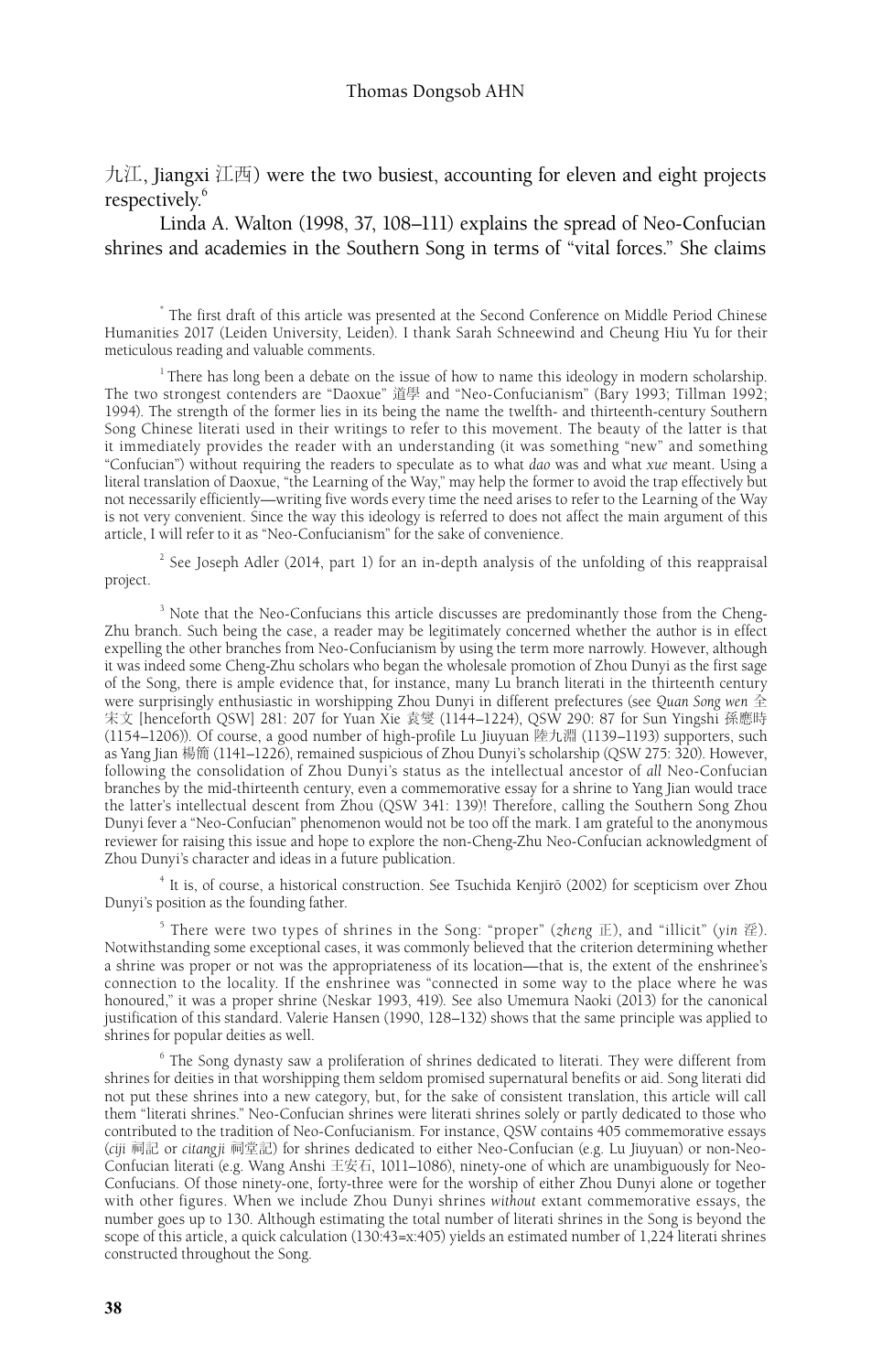九江, Jiangxi 江西) were the two busiest, accounting for eleven and eight projects respectively.[6]

Linda A. Walton (1998, 37, 108–111) explains the spread of Neo-Confucian shrines and academies in the Southern Song in terms of "vital forces." She claims

---

[*] The first draft of this article was presented at the Second Conference on Middle Period Chinese Humanities 2017 (Leiden University, Leiden). I thank Sarah Schneewind and Cheung Hiu Yu for their meticulous reading and valuable comments.

[1] There has long been a debate on the issue of how to name this ideology in modern scholarship. The two strongest contenders are "Daoxue" 道學 and "Neo-Confucianism" (Bary 1993; Tillman 1992; 1994). The strength of the former lies in its being the name the twelfth- and thirteenth-century Southern Song Chinese literati used in their writings to refer to this movement. The beauty of the latter is that it immediately provides the reader with an understanding (it was something "new" and something "Confucian") without requiring the readers to speculate as to what *dao* was and what *xue* meant. Using a literal translation of Daoxue, "the Learning of the Way," may help the former to avoid the trap effectively but not necessarily efficiently—writing five words every time the need arises to refer to the Learning of the Way is not very convenient. Since the way this ideology is referred to does not affect the main argument of this article, I will refer to it as "Neo-Confucianism" for the sake of convenience.

[2] See Joseph Adler (2014, part 1) for an in-depth analysis of the unfolding of this reappraisal project.

[3] Note that the Neo-Confucians this article discusses are predominantly those from the Cheng-Zhu branch. Such being the case, a reader may be legitimately concerned whether the author is in effect expelling the other branches from Neo-Confucianism by using the term more narrowly. However, although it was indeed some Cheng-Zhu scholars who began the wholesale promotion of Zhou Dunyi as the first sage of the Song, there is ample evidence that, for instance, many Lu branch literati in the thirteenth century were surprisingly enthusiastic in worshipping Zhou Dunyi in different prefectures (see *Quan Song wen* 全宋文 [henceforth QSW] 281: 207 for Yuan Xie 袁燮 (1144–1224), QSW 290: 87 for Sun Yingshi 孫應時 (1154–1206)). Of course, a good number of high-profile Lu Jiuyuan 陸九淵 (1139–1193) supporters, such as Yang Jian 楊簡 (1141–1226), remained suspicious of Zhou Dunyi's scholarship (QSW 275: 320). However, following the consolidation of Zhou Dunyi's status as the intellectual ancestor of *all* Neo-Confucian branches by the mid-thirteenth century, even a commemorative essay for a shrine to Yang Jian would trace the latter's intellectual descent from Zhou (QSW 341: 139)! Therefore, calling the Southern Song Zhou Dunyi fever a "Neo-Confucian" phenomenon would not be too off the mark. I am grateful to the anonymous reviewer for raising this issue and hope to explore the non-Cheng-Zhu Neo-Confucian acknowledgment of Zhou Dunyi's character and ideas in a future publication.

[4] It is, of course, a historical construction. See Tsuchida Kenjirō (2002) for scepticism over Zhou Dunyi's position as the founding father.

[5] There were two types of shrines in the Song: "proper" (*zheng* 正), and "illicit" (*yin* 淫). Notwithstanding some exceptional cases, it was commonly believed that the criterion determining whether a shrine was proper or not was the appropriateness of its location—that is, the extent of the enshrinee's connection to the locality. If the enshrinee was "connected in some way to the place where he was honoured," it was a proper shrine (Neskar 1993, 419). See also Umemura Naoki (2013) for the canonical justification of this standard. Valerie Hansen (1990, 128–132) shows that the same principle was applied to shrines for popular deities as well.

[6] The Song dynasty saw a proliferation of shrines dedicated to literati. They were different from shrines for deities in that worshipping them seldom promised supernatural benefits or aid. Song literati did not put these shrines into a new category, but, for the sake of consistent translation, this article will call them "literati shrines." Neo-Confucian shrines were literati shrines solely or partly dedicated to those who contributed to the tradition of Neo-Confucianism. For instance, QSW contains 405 commemorative essays (*ciji* 祠記 or *citangji* 祠堂記) for shrines dedicated to either Neo-Confucian (e.g. Lu Jiuyuan) or non-Neo-Confucian literati (e.g. Wang Anshi 王安石, 1011–1086), ninety-one of which are unambiguously for Neo-Confucians. Of those ninety-one, forty-three were for the worship of either Zhou Dunyi alone or together with other figures. When we include Zhou Dunyi shrines *without* extant commemorative essays, the number goes up to 130. Although estimating the total number of literati shrines in the Song is beyond the scope of this article, a quick calculation (130:43=x:405) yields an estimated number of 1,224 literati shrines constructed throughout the Song.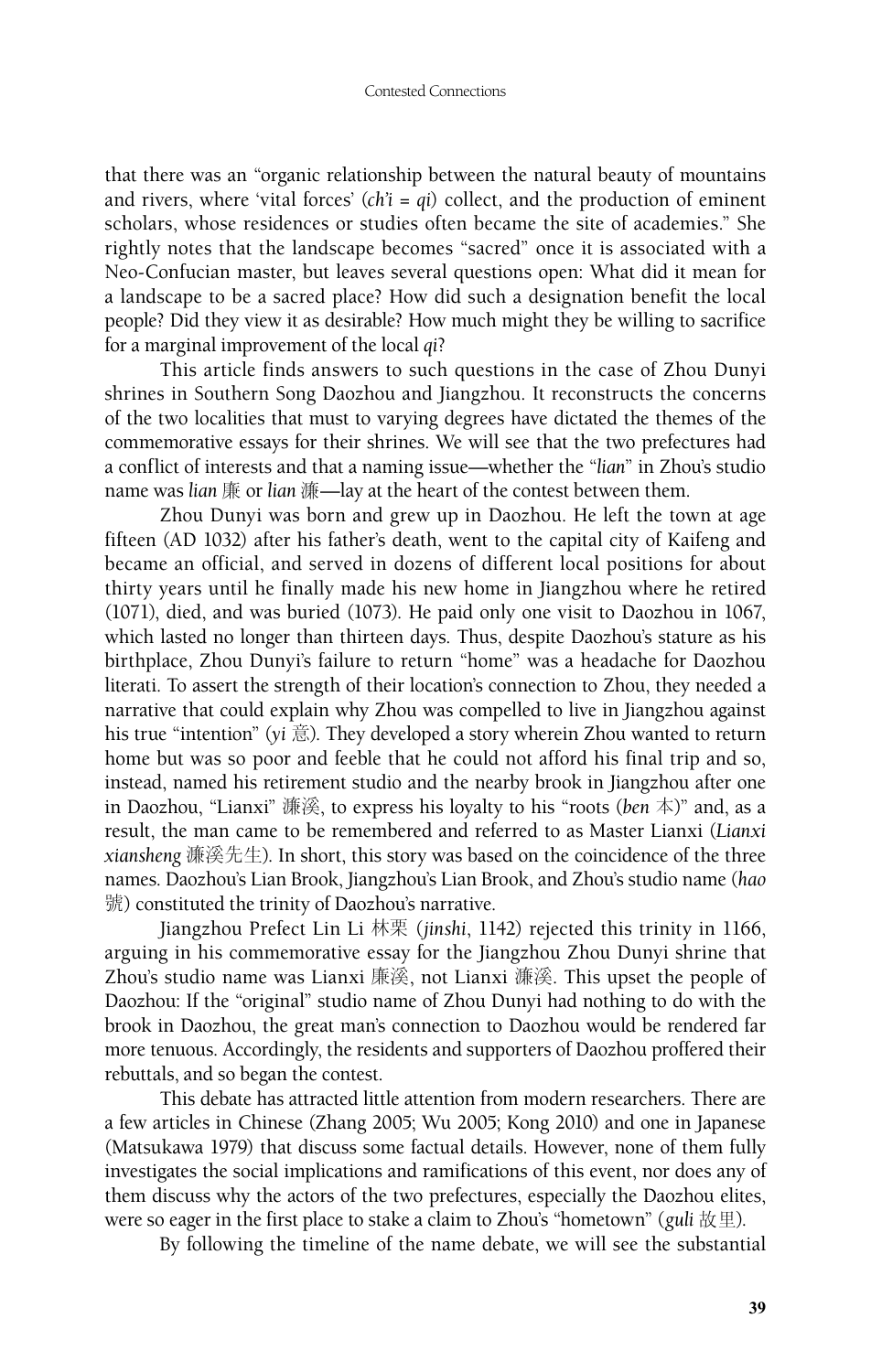that there was an "organic relationship between the natural beauty of mountains and rivers, where 'vital forces' (*ch'i* = *qi*) collect, and the production of eminent scholars, whose residences or studies often became the site of academies." She rightly notes that the landscape becomes "sacred" once it is associated with a Neo-Confucian master, but leaves several questions open: What did it mean for a landscape to be a sacred place? How did such a designation benefit the local people? Did they view it as desirable? How much might they be willing to sacrifice for a marginal improvement of the local *qi*?

This article finds answers to such questions in the case of Zhou Dunyi shrines in Southern Song Daozhou and Jiangzhou. It reconstructs the concerns of the two localities that must to varying degrees have dictated the themes of the commemorative essays for their shrines. We will see that the two prefectures had a conflict of interests and that a naming issue—whether the "*lian*" in Zhou's studio name was *lian* 廉 or *lian* 濂—lay at the heart of the contest between them.

Zhou Dunyi was born and grew up in Daozhou. He left the town at age fifteen (AD 1032) after his father's death, went to the capital city of Kaifeng and became an official, and served in dozens of different local positions for about thirty years until he finally made his new home in Jiangzhou where he retired (1071), died, and was buried (1073). He paid only one visit to Daozhou in 1067, which lasted no longer than thirteen days. Thus, despite Daozhou's stature as his birthplace, Zhou Dunyi's failure to return "home" was a headache for Daozhou literati. To assert the strength of their location's connection to Zhou, they needed a narrative that could explain why Zhou was compelled to live in Jiangzhou against his true "intention" (*yi* 意). They developed a story wherein Zhou wanted to return home but was so poor and feeble that he could not afford his final trip and so, instead, named his retirement studio and the nearby brook in Jiangzhou after one in Daozhou, "Lianxi" 濂溪, to express his loyalty to his "roots (*ben* 本)" and, as a result, the man came to be remembered and referred to as Master Lianxi (*Lianxi xiansheng* 濂溪先生). In short, this story was based on the coincidence of the three names. Daozhou's Lian Brook, Jiangzhou's Lian Brook, and Zhou's studio name (*hao* 號) constituted the trinity of Daozhou's narrative.

Jiangzhou Prefect Lin Li 林栗 (*jinshi*, 1142) rejected this trinity in 1166, arguing in his commemorative essay for the Jiangzhou Zhou Dunyi shrine that Zhou's studio name was Lianxi 廉溪, not Lianxi 濂溪. This upset the people of Daozhou: If the "original" studio name of Zhou Dunyi had nothing to do with the brook in Daozhou, the great man's connection to Daozhou would be rendered far more tenuous. Accordingly, the residents and supporters of Daozhou proffered their rebuttals, and so began the contest.

This debate has attracted little attention from modern researchers. There are a few articles in Chinese (Zhang 2005; Wu 2005; Kong 2010) and one in Japanese (Matsukawa 1979) that discuss some factual details. However, none of them fully investigates the social implications and ramifications of this event, nor does any of them discuss why the actors of the two prefectures, especially the Daozhou elites, were so eager in the first place to stake a claim to Zhou's "hometown" (*guli* 故里).

By following the timeline of the name debate, we will see the substantial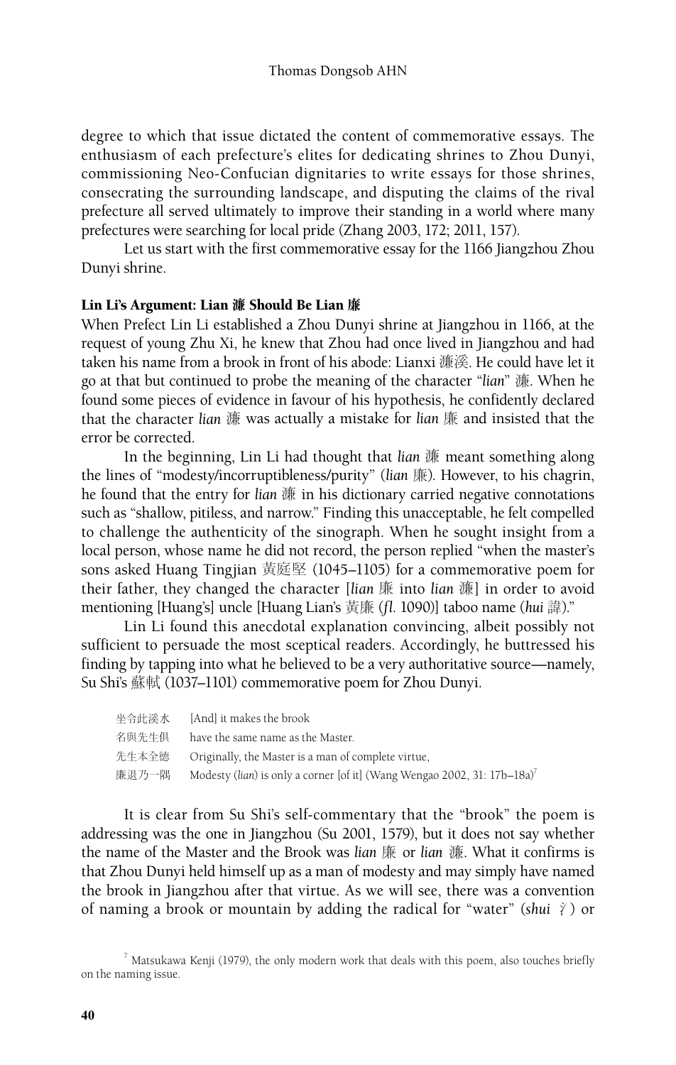degree to which that issue dictated the content of commemorative essays. The enthusiasm of each prefecture's elites for dedicating shrines to Zhou Dunyi, commissioning Neo-Confucian dignitaries to write essays for those shrines, consecrating the surrounding landscape, and disputing the claims of the rival prefecture all served ultimately to improve their standing in a world where many prefectures were searching for local pride (Zhang 2003, 172; 2011, 157).

Let us start with the first commemorative essay for the 1166 Jiangzhou Zhou Dunyi shrine.

### Lin Li's Argument: Lian 濂 Should Be Lian 廉

When Prefect Lin Li established a Zhou Dunyi shrine at Jiangzhou in 1166, at the request of young Zhu Xi, he knew that Zhou had once lived in Jiangzhou and had taken his name from a brook in front of his abode: Lianxi 濂溪. He could have let it go at that but continued to probe the meaning of the character "*lian*" 濂. When he found some pieces of evidence in favour of his hypothesis, he confidently declared that the character *lian* 濂 was actually a mistake for *lian* 廉 and insisted that the error be corrected.

In the beginning, Lin Li had thought that *lian* 濂 meant something along the lines of "modesty/incorruptibleness/purity" (*lian* 廉). However, to his chagrin, he found that the entry for *lian* 濂 in his dictionary carried negative connotations such as "shallow, pitiless, and narrow." Finding this unacceptable, he felt compelled to challenge the authenticity of the sinograph. When he sought insight from a local person, whose name he did not record, the person replied "when the master's sons asked Huang Tingjian 黃庭堅 (1045–1105) for a commemorative poem for their father, they changed the character [*lian* 廉 into *lian* 濂] in order to avoid mentioning [Huang's] uncle [Huang Lian's 黃廉 (*fl.* 1090)] taboo name (*hui* 諱)."

Lin Li found this anecdotal explanation convincing, albeit possibly not sufficient to persuade the most sceptical readers. Accordingly, he buttressed his finding by tapping into what he believed to be a very authoritative source—namely, Su Shi's 蘇軾 (1037–1101) commemorative poem for Zhou Dunyi.

| | |
|---|---|
| 坐令此溪水 | [And] it makes the brook |
| 名與先生俱 | have the same name as the Master. |
| 先生本全德 | Originally, the Master is a man of complete virtue, |
| 廉退乃一隅 | Modesty (*lian*) is only a corner [of it] (Wang Wengao 2002, 31: 17b–18a)[7] |

It is clear from Su Shi's self-commentary that the "brook" the poem is addressing was the one in Jiangzhou (Su 2001, 1579), but it does not say whether the name of the Master and the Brook was *lian* 廉 or *lian* 濂. What it confirms is that Zhou Dunyi held himself up as a man of modesty and may simply have named the brook in Jiangzhou after that virtue. As we will see, there was a convention of naming a brook or mountain by adding the radical for "water" (*shui* 氵) or

[7] Matsukawa Kenji (1979), the only modern work that deals with this poem, also touches briefly on the naming issue.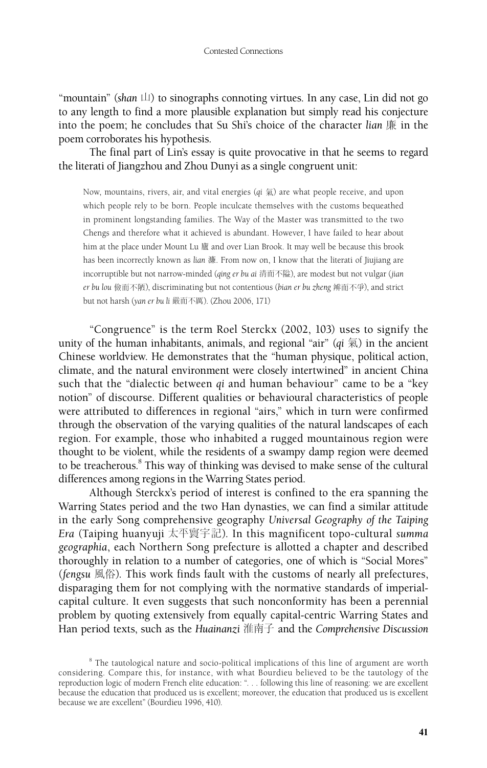"mountain" (*shan* 山) to sinographs connoting virtues. In any case, Lin did not go to any length to find a more plausible explanation but simply read his conjecture into the poem; he concludes that Su Shi's choice of the character *lian* 廉 in the poem corroborates his hypothesis.

The final part of Lin's essay is quite provocative in that he seems to regard the literati of Jiangzhou and Zhou Dunyi as a single congruent unit:

> Now, mountains, rivers, air, and vital energies (*qi* 氣) are what people receive, and upon which people rely to be born. People inculcate themselves with the customs bequeathed in prominent longstanding families. The Way of the Master was transmitted to the two Chengs and therefore what it achieved is abundant. However, I have failed to hear about him at the place under Mount Lu 廬 and over Lian Brook. It may well be because this brook has been incorrectly known as *lian* 濂. From now on, I know that the literati of Jiujiang are incorruptible but not narrow-minded (*qing er bu ai* 清而不隘), are modest but not vulgar (*jian er bu lou* 儉而不陋), discriminating but not contentious (*bian er bu zheng* 辨而不爭), and strict but not harsh (*yan er bu li* 嚴而不厲). (Zhou 2006, 171)

"Congruence" is the term Roel Sterckx (2002, 103) uses to signify the unity of the human inhabitants, animals, and regional "air" (*qi* 氣) in the ancient Chinese worldview. He demonstrates that the "human physique, political action, climate, and the natural environment were closely intertwined" in ancient China such that the "dialectic between *qi* and human behaviour" came to be a "key notion" of discourse. Different qualities or behavioural characteristics of people were attributed to differences in regional "airs," which in turn were confirmed through the observation of the varying qualities of the natural landscapes of each region. For example, those who inhabited a rugged mountainous region were thought to be violent, while the residents of a swampy damp region were deemed to be treacherous.[8] This way of thinking was devised to make sense of the cultural differences among regions in the Warring States period.

Although Sterckx's period of interest is confined to the era spanning the Warring States period and the two Han dynasties, we can find a similar attitude in the early Song comprehensive geography *Universal Geography of the Taiping Era* (Taiping huanyuji 太平寰宇記). In this magnificent topo-cultural *summa geographia*, each Northern Song prefecture is allotted a chapter and described thoroughly in relation to a number of categories, one of which is "Social Mores" (*fengsu* 風俗). This work finds fault with the customs of nearly all prefectures, disparaging them for not complying with the normative standards of imperial-capital culture. It even suggests that such nonconformity has been a perennial problem by quoting extensively from equally capital-centric Warring States and Han period texts, such as the *Huainanzi* 淮南子 and the *Comprehensive Discussion*

[8] The tautological nature and socio-political implications of this line of argument are worth considering. Compare this, for instance, with what Bourdieu believed to be the tautology of the reproduction logic of modern French elite education: ". . . following this line of reasoning: we are excellent because the education that produced us is excellent; moreover, the education that produced us is excellent because we are excellent" (Bourdieu 1996, 410).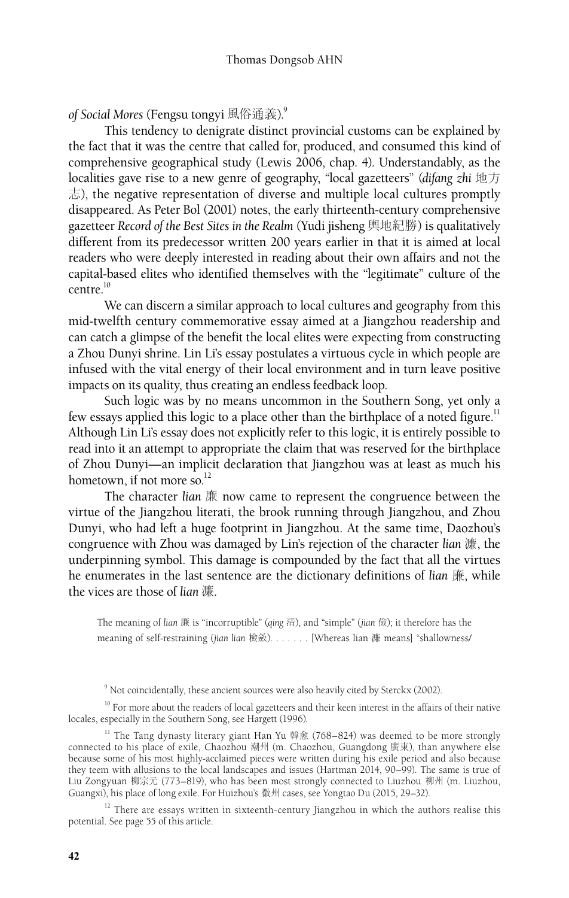*of Social Mores* (Fengsu tongyi 風俗通義).[9]

This tendency to denigrate distinct provincial customs can be explained by the fact that it was the centre that called for, produced, and consumed this kind of comprehensive geographical study (Lewis 2006, chap. 4). Understandably, as the localities gave rise to a new genre of geography, "local gazetteers" (*difang zhi* 地方志), the negative representation of diverse and multiple local cultures promptly disappeared. As Peter Bol (2001) notes, the early thirteenth-century comprehensive gazetteer *Record of the Best Sites in the Realm* (Yudi jisheng 輿地紀勝) is qualitatively different from its predecessor written 200 years earlier in that it is aimed at local readers who were deeply interested in reading about their own affairs and not the capital-based elites who identified themselves with the "legitimate" culture of the centre.[10]

We can discern a similar approach to local cultures and geography from this mid-twelfth century commemorative essay aimed at a Jiangzhou readership and can catch a glimpse of the benefit the local elites were expecting from constructing a Zhou Dunyi shrine. Lin Li's essay postulates a virtuous cycle in which people are infused with the vital energy of their local environment and in turn leave positive impacts on its quality, thus creating an endless feedback loop.

Such logic was by no means uncommon in the Southern Song, yet only a few essays applied this logic to a place other than the birthplace of a noted figure.[11] Although Lin Li's essay does not explicitly refer to this logic, it is entirely possible to read into it an attempt to appropriate the claim that was reserved for the birthplace of Zhou Dunyi—an implicit declaration that Jiangzhou was at least as much his hometown, if not more so.[12]

The character *lian* 廉 now came to represent the congruence between the virtue of the Jiangzhou literati, the brook running through Jiangzhou, and Zhou Dunyi, who had left a huge footprint in Jiangzhou. At the same time, Daozhou's congruence with Zhou was damaged by Lin's rejection of the character *lian* 濂, the underpinning symbol. This damage is compounded by the fact that all the virtues he enumerates in the last sentence are the dictionary definitions of *lian* 廉, while the vices are those of *lian* 濂.

> The meaning of *lian* 廉 is "incorruptible" (*qing* 清), and "simple" (*jian* 儉); it therefore has the meaning of self-restraining (*jian lian* 檢斂). . . . . . . [Whereas lian 濂 means] "shallowness/

[9] Not coincidentally, these ancient sources were also heavily cited by Sterckx (2002).

[10] For more about the readers of local gazetteers and their keen interest in the affairs of their native locales, especially in the Southern Song, see Hargett (1996).

[11] The Tang dynasty literary giant Han Yu 韓愈 (768–824) was deemed to be more strongly connected to his place of exile, Chaozhou 潮州 (m. Chaozhou, Guangdong 廣東), than anywhere else because some of his most highly-acclaimed pieces were written during his exile period and also because they teem with allusions to the local landscapes and issues (Hartman 2014, 90–99). The same is true of Liu Zongyuan 柳宗元 (773–819), who has been most strongly connected to Liuzhou 柳州 (m. Liuzhou, Guangxi), his place of long exile. For Huizhou's 徽州 cases, see Yongtao Du (2015, 29–32).

[12] There are essays written in sixteenth-century Jiangzhou in which the authors realise this potential. See page 55 of this article.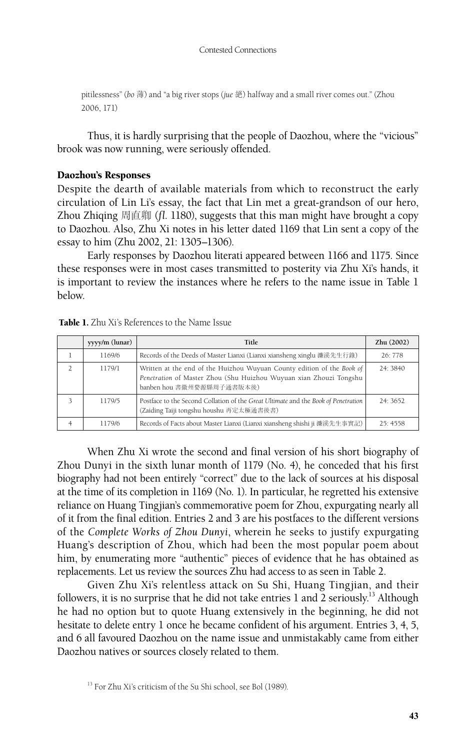pitilessness" (*bo* 薄) and "a big river stops (*jue* 絕) halfway and a small river comes out." (Zhou 2006, 171)

Thus, it is hardly surprising that the people of Daozhou, where the "vicious" brook was now running, were seriously offended.

## Daozhou's Responses

Despite the dearth of available materials from which to reconstruct the early circulation of Lin Li's essay, the fact that Lin met a great-grandson of our hero, Zhou Zhiqing 周直卿 (*fl.* 1180), suggests that this man might have brought a copy to Daozhou. Also, Zhu Xi notes in his letter dated 1169 that Lin sent a copy of the essay to him (Zhu 2002, 21: 1305–1306).

Early responses by Daozhou literati appeared between 1166 and 1175. Since these responses were in most cases transmitted to posterity via Zhu Xi's hands, it is important to review the instances where he refers to the name issue in Table 1 below.

**Table 1.** Zhu Xi's References to the Name Issue

| | yyyy/m (lunar) | Title | Zhu (2002) |
|---|---|---|---|
| 1 | 1169/6 | Records of the Deeds of Master Lianxi (Lianxi xiansheng xinglu 濂溪先生行錄) | 26: 778 |
| 2 | 1179/1 | Written at the end of the Huizhou Wuyuan County edition of the *Book of Penetration* of Master Zhou (Shu Huizhou Wuyuan xian Zhouzi Tongshu banben hou 書徽州婺源縣周子通書版本後) | 24: 3840 |
| 3 | 1179/5 | Postface to the Second Collation of the *Great Ultimate* and the *Book of Penetration* (Zaiding Taiji tongshu houshu 再定太極通書後書) | 24: 3652 |
| 4 | 1179/6 | Records of Facts about Master Lianxi (Lianxi xiansheng shishi ji 濂溪先生事實記) | 25: 4558 |

When Zhu Xi wrote the second and final version of his short biography of Zhou Dunyi in the sixth lunar month of 1179 (No. 4), he conceded that his first biography had not been entirely "correct" due to the lack of sources at his disposal at the time of its completion in 1169 (No. 1). In particular, he regretted his extensive reliance on Huang Tingjian's commemorative poem for Zhou, expurgating nearly all of it from the final edition. Entries 2 and 3 are his postfaces to the different versions of the *Complete Works of Zhou Dunyi*, wherein he seeks to justify expurgating Huang's description of Zhou, which had been the most popular poem about him, by enumerating more "authentic" pieces of evidence that he has obtained as replacements. Let us review the sources Zhu had access to as seen in Table 2.

Given Zhu Xi's relentless attack on Su Shi, Huang Tingjian, and their followers, it is no surprise that he did not take entries 1 and 2 seriously.[13] Although he had no option but to quote Huang extensively in the beginning, he did not hesitate to delete entry 1 once he became confident of his argument. Entries 3, 4, 5, and 6 all favoured Daozhou on the name issue and unmistakably came from either Daozhou natives or sources closely related to them.

[13] For Zhu Xi's criticism of the Su Shi school, see Bol (1989).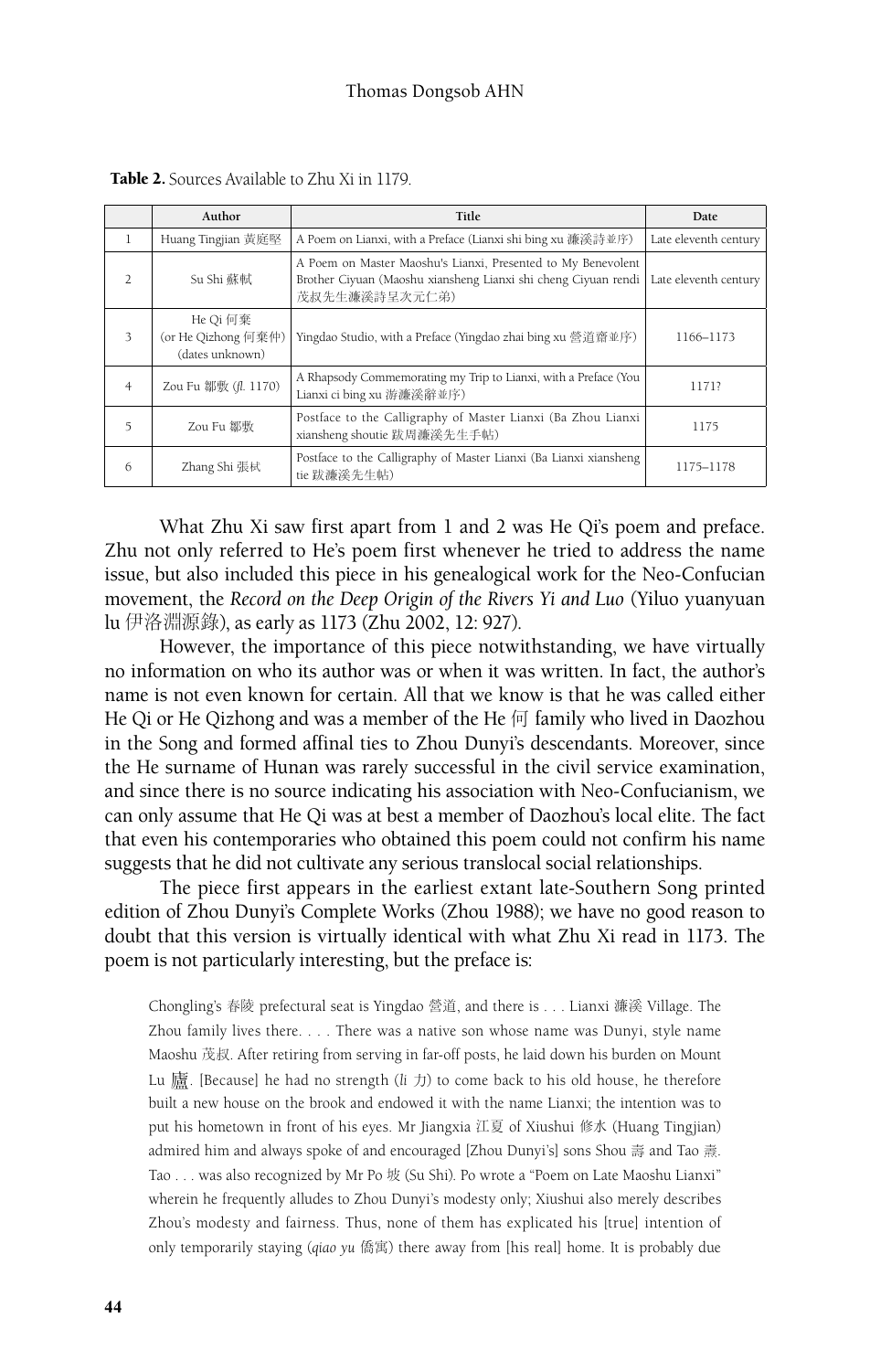**Table 2.** Sources Available to Zhu Xi in 1179.

| | Author | Title | Date |
|---|---|---|---|
| 1 | Huang Tingjian 黃庭堅 | A Poem on Lianxi, with a Preface (Lianxi shi bing xu 濂溪詩並序) | Late eleventh century |
| 2 | Su Shi 蘇軾 | A Poem on Master Maoshu's Lianxi, Presented to My Benevolent Brother Ciyuan (Maoshu xiansheng Lianxi shi cheng Ciyuan rendi 茂叔先生濂溪詩呈次元仁弟) | Late eleventh century |
| 3 | He Qi 何棄 (or He Qizhong 何棄仲) (dates unknown) | Yingdao Studio, with a Preface (Yingdao zhai bing xu 營道齋並序) | 1166–1173 |
| 4 | Zou Fu 鄒敷 (*fl.* 1170) | A Rhapsody Commemorating my Trip to Lianxi, with a Preface (You Lianxi ci bing xu 游濂溪辭並序) | 1171? |
| 5 | Zou Fu 鄒敷 | Postface to the Calligraphy of Master Lianxi (Ba Zhou Lianxi xiansheng shoutie 跋周濂溪先生手帖) | 1175 |
| 6 | Zhang Shi 張栻 | Postface to the Calligraphy of Master Lianxi (Ba Lianxi xiansheng tie 跋濂溪先生帖) | 1175–1178 |

What Zhu Xi saw first apart from 1 and 2 was He Qi's poem and preface. Zhu not only referred to He's poem first whenever he tried to address the name issue, but also included this piece in his genealogical work for the Neo-Confucian movement, the *Record on the Deep Origin of the Rivers Yi and Luo* (Yiluo yuanyuan lu 伊洛淵源錄), as early as 1173 (Zhu 2002, 12: 927).

However, the importance of this piece notwithstanding, we have virtually no information on who its author was or when it was written. In fact, the author's name is not even known for certain. All that we know is that he was called either He Qi or He Qizhong and was a member of the He 何 family who lived in Daozhou in the Song and formed affinal ties to Zhou Dunyi's descendants. Moreover, since the He surname of Hunan was rarely successful in the civil service examination, and since there is no source indicating his association with Neo-Confucianism, we can only assume that He Qi was at best a member of Daozhou's local elite. The fact that even his contemporaries who obtained this poem could not confirm his name suggests that he did not cultivate any serious translocal social relationships.

The piece first appears in the earliest extant late-Southern Song printed edition of Zhou Dunyi's Complete Works (Zhou 1988); we have no good reason to doubt that this version is virtually identical with what Zhu Xi read in 1173. The poem is not particularly interesting, but the preface is:

> Chongling's 舂陵 prefectural seat is Yingdao 營道, and there is . . . Lianxi 濂溪 Village. The Zhou family lives there. . . . There was a native son whose name was Dunyi, style name Maoshu 茂叔. After retiring from serving in far-off posts, he laid down his burden on Mount Lu 廬. [Because] he had no strength (*li* 力) to come back to his old house, he therefore built a new house on the brook and endowed it with the name Lianxi; the intention was to put his hometown in front of his eyes. Mr Jiangxia 江夏 of Xiushui 修水 (Huang Tingjian) admired him and always spoke of and encouraged [Zhou Dunyi's] sons Shou 壽 and Tao 燾. Tao . . . was also recognized by Mr Po 坡 (Su Shi). Po wrote a "Poem on Late Maoshu Lianxi" wherein he frequently alludes to Zhou Dunyi's modesty only; Xiushui also merely describes Zhou's modesty and fairness. Thus, none of them has explicated his [true] intention of only temporarily staying (*qiao yu* 僑寓) there away from [his real] home. It is probably due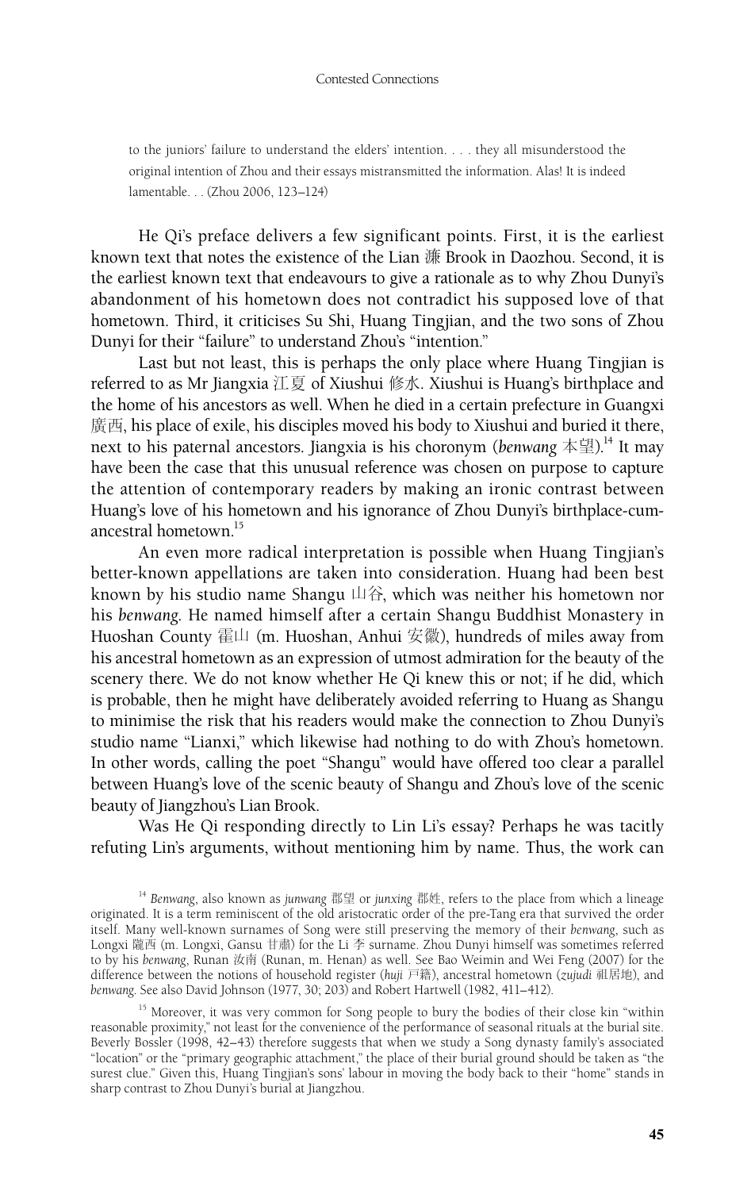to the juniors' failure to understand the elders' intention. . . . they all misunderstood the original intention of Zhou and their essays mistransmitted the information. Alas! It is indeed lamentable. . . (Zhou 2006, 123–124)

He Qi's preface delivers a few significant points. First, it is the earliest known text that notes the existence of the Lian 濂 Brook in Daozhou. Second, it is the earliest known text that endeavours to give a rationale as to why Zhou Dunyi's abandonment of his hometown does not contradict his supposed love of that hometown. Third, it criticises Su Shi, Huang Tingjian, and the two sons of Zhou Dunyi for their "failure" to understand Zhou's "intention."

Last but not least, this is perhaps the only place where Huang Tingjian is referred to as Mr Jiangxia 江夏 of Xiushui 修水. Xiushui is Huang's birthplace and the home of his ancestors as well. When he died in a certain prefecture in Guangxi 廣西, his place of exile, his disciples moved his body to Xiushui and buried it there, next to his paternal ancestors. Jiangxia is his choronym (*benwang* 本望).[14] It may have been the case that this unusual reference was chosen on purpose to capture the attention of contemporary readers by making an ironic contrast between Huang's love of his hometown and his ignorance of Zhou Dunyi's birthplace-cum-ancestral hometown.[15]

An even more radical interpretation is possible when Huang Tingjian's better-known appellations are taken into consideration. Huang had been best known by his studio name Shangu 山谷, which was neither his hometown nor his *benwang*. He named himself after a certain Shangu Buddhist Monastery in Huoshan County 霍山 (m. Huoshan, Anhui 安徽), hundreds of miles away from his ancestral hometown as an expression of utmost admiration for the beauty of the scenery there. We do not know whether He Qi knew this or not; if he did, which is probable, then he might have deliberately avoided referring to Huang as Shangu to minimise the risk that his readers would make the connection to Zhou Dunyi's studio name "Lianxi," which likewise had nothing to do with Zhou's hometown. In other words, calling the poet "Shangu" would have offered too clear a parallel between Huang's love of the scenic beauty of Shangu and Zhou's love of the scenic beauty of Jiangzhou's Lian Brook.

Was He Qi responding directly to Lin Li's essay? Perhaps he was tacitly refuting Lin's arguments, without mentioning him by name. Thus, the work can

---

[14] *Benwang*, also known as *junwang* 郡望 or *junxing* 郡姓, refers to the place from which a lineage originated. It is a term reminiscent of the old aristocratic order of the pre-Tang era that survived the order itself. Many well-known surnames of Song were still preserving the memory of their *benwang*, such as Longxi 隴西 (m. Longxi, Gansu 甘肅) for the Li 李 surname. Zhou Dunyi himself was sometimes referred to by his *benwang*, Runan 汝南 (Runan, m. Henan) as well. See Bao Weimin and Wei Feng (2007) for the difference between the notions of household register (*huji* 戶籍), ancestral hometown (*zujudi* 祖居地), and *benwang*. See also David Johnson (1977, 30; 203) and Robert Hartwell (1982, 411–412).

[15] Moreover, it was very common for Song people to bury the bodies of their close kin "within reasonable proximity," not least for the convenience of the performance of seasonal rituals at the burial site. Beverly Bossler (1998, 42–43) therefore suggests that when we study a Song dynasty family's associated "location" or the "primary geographic attachment," the place of their burial ground should be taken as "the surest clue." Given this, Huang Tingjian's sons' labour in moving the body back to their "home" stands in sharp contrast to Zhou Dunyi's burial at Jiangzhou.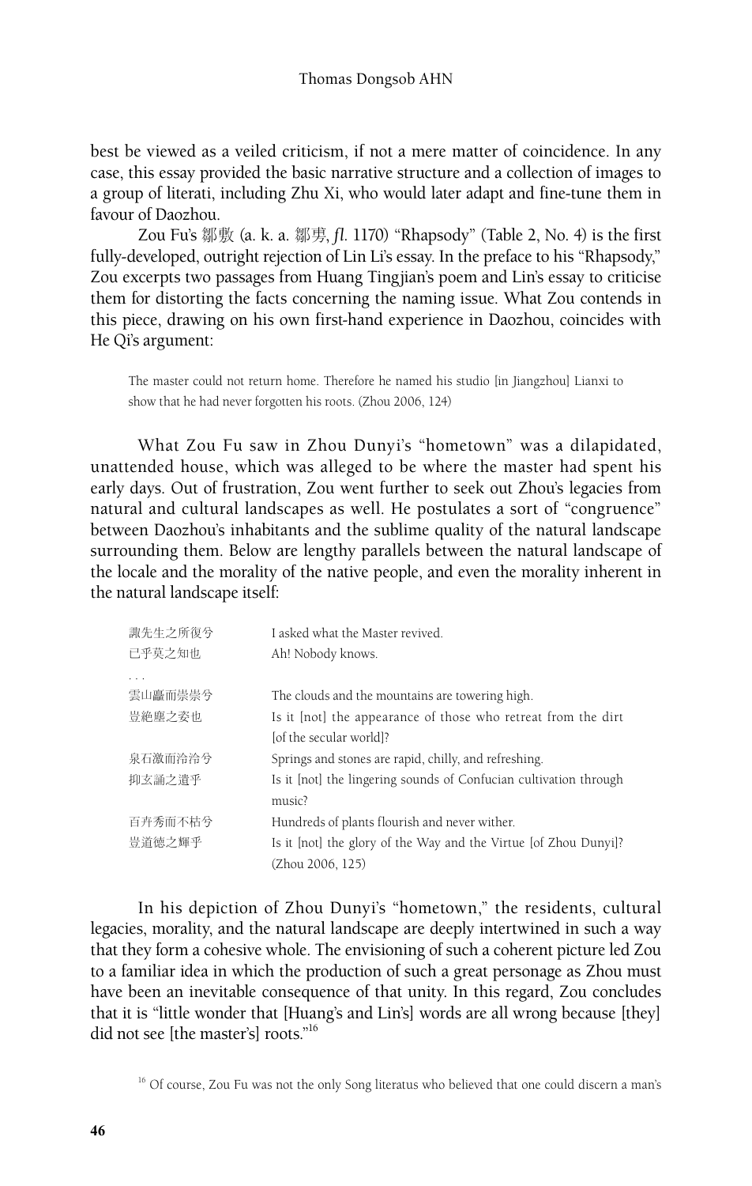best be viewed as a veiled criticism, if not a mere matter of coincidence. In any case, this essay provided the basic narrative structure and a collection of images to a group of literati, including Zhu Xi, who would later adapt and fine-tune them in favour of Daozhou.

Zou Fu's 鄒敷 (a. k. a. 鄒旉, *fl.* 1170) "Rhapsody" (Table 2, No. 4) is the first fully-developed, outright rejection of Lin Li's essay. In the preface to his "Rhapsody," Zou excerpts two passages from Huang Tingjian's poem and Lin's essay to criticise them for distorting the facts concerning the naming issue. What Zou contends in this piece, drawing on his own first-hand experience in Daozhou, coincides with He Qi's argument:

> The master could not return home. Therefore he named his studio [in Jiangzhou] Lianxi to show that he had never forgotten his roots. (Zhou 2006, 124)

What Zou Fu saw in Zhou Dunyi's "hometown" was a dilapidated, unattended house, which was alleged to be where the master had spent his early days. Out of frustration, Zou went further to seek out Zhou's legacies from natural and cultural landscapes as well. He postulates a sort of "congruence" between Daozhou's inhabitants and the sublime quality of the natural landscape surrounding them. Below are lengthy parallels between the natural landscape of the locale and the morality of the native people, and even the morality inherent in the natural landscape itself:

| | |
|---|---|
| 諏先生之所復兮 | I asked what the Master revived. |
| 已乎莫之知也 | Ah! Nobody knows. |
| . . . | |
| 雲山矗而崇崇兮 | The clouds and the mountains are towering high. |
| 豈絶塵之姿也 | Is it [not] the appearance of those who retreat from the dirt [of the secular world]? |
| 泉石激而泠泠兮 | Springs and stones are rapid, chilly, and refreshing. |
| 抑玄誦之遺乎 | Is it [not] the lingering sounds of Confucian cultivation through music? |
| 百卉秀而不枯兮 | Hundreds of plants flourish and never wither. |
| 豈道德之輝乎 | Is it [not] the glory of the Way and the Virtue [of Zhou Dunyi]? (Zhou 2006, 125) |

In his depiction of Zhou Dunyi's "hometown," the residents, cultural legacies, morality, and the natural landscape are deeply intertwined in such a way that they form a cohesive whole. The envisioning of such a coherent picture led Zou to a familiar idea in which the production of such a great personage as Zhou must have been an inevitable consequence of that unity. In this regard, Zou concludes that it is "little wonder that [Huang's and Lin's] words are all wrong because [they] did not see [the master's] roots."[16]

[16] Of course, Zou Fu was not the only Song literatus who believed that one could discern a man's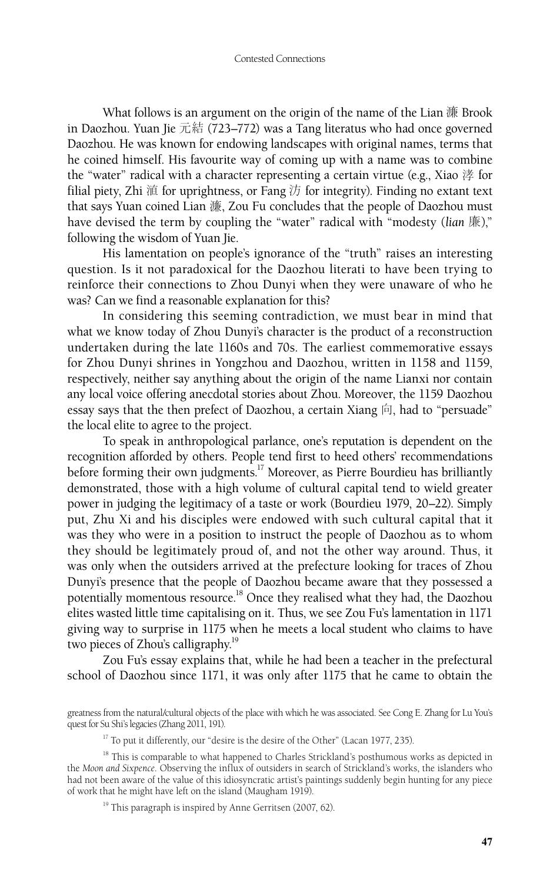What follows is an argument on the origin of the name of the Lian 濂 Brook in Daozhou. Yuan Jie 元結 (723–772) was a Tang literatus who had once governed Daozhou. He was known for endowing landscapes with original names, terms that he coined himself. His favourite way of coming up with a name was to combine the "water" radical with a character representing a certain virtue (e.g., Xiao 涍 for filial piety, Zhi 洦 for uprightness, or Fang 汸 for integrity). Finding no extant text that says Yuan coined Lian 濂, Zou Fu concludes that the people of Daozhou must have devised the term by coupling the "water" radical with "modesty (*lian* 廉)," following the wisdom of Yuan Jie.

His lamentation on people's ignorance of the "truth" raises an interesting question. Is it not paradoxical for the Daozhou literati to have been trying to reinforce their connections to Zhou Dunyi when they were unaware of who he was? Can we find a reasonable explanation for this?

In considering this seeming contradiction, we must bear in mind that what we know today of Zhou Dunyi's character is the product of a reconstruction undertaken during the late 1160s and 70s. The earliest commemorative essays for Zhou Dunyi shrines in Yongzhou and Daozhou, written in 1158 and 1159, respectively, neither say anything about the origin of the name Lianxi nor contain any local voice offering anecdotal stories about Zhou. Moreover, the 1159 Daozhou essay says that the then prefect of Daozhou, a certain Xiang 向, had to "persuade" the local elite to agree to the project.

To speak in anthropological parlance, one's reputation is dependent on the recognition afforded by others. People tend first to heed others' recommendations before forming their own judgments.[17] Moreover, as Pierre Bourdieu has brilliantly demonstrated, those with a high volume of cultural capital tend to wield greater power in judging the legitimacy of a taste or work (Bourdieu 1979, 20–22). Simply put, Zhu Xi and his disciples were endowed with such cultural capital that it was they who were in a position to instruct the people of Daozhou as to whom they should be legitimately proud of, and not the other way around. Thus, it was only when the outsiders arrived at the prefecture looking for traces of Zhou Dunyi's presence that the people of Daozhou became aware that they possessed a potentially momentous resource.[18] Once they realised what they had, the Daozhou elites wasted little time capitalising on it. Thus, we see Zou Fu's lamentation in 1171 giving way to surprise in 1175 when he meets a local student who claims to have two pieces of Zhou's calligraphy.[19]

Zou Fu's essay explains that, while he had been a teacher in the prefectural school of Daozhou since 1171, it was only after 1175 that he came to obtain the

greatness from the natural/cultural objects of the place with which he was associated. See Cong E. Zhang for Lu You's quest for Su Shi's legacies (Zhang 2011, 191).

[17] To put it differently, our "desire is the desire of the Other" (Lacan 1977, 235).

[18] This is comparable to what happened to Charles Strickland's posthumous works as depicted in the *Moon and Sixpence*. Observing the influx of outsiders in search of Strickland's works, the islanders who had not been aware of the value of this idiosyncratic artist's paintings suddenly begin hunting for any piece of work that he might have left on the island (Maugham 1919).

[19] This paragraph is inspired by Anne Gerritsen (2007, 62).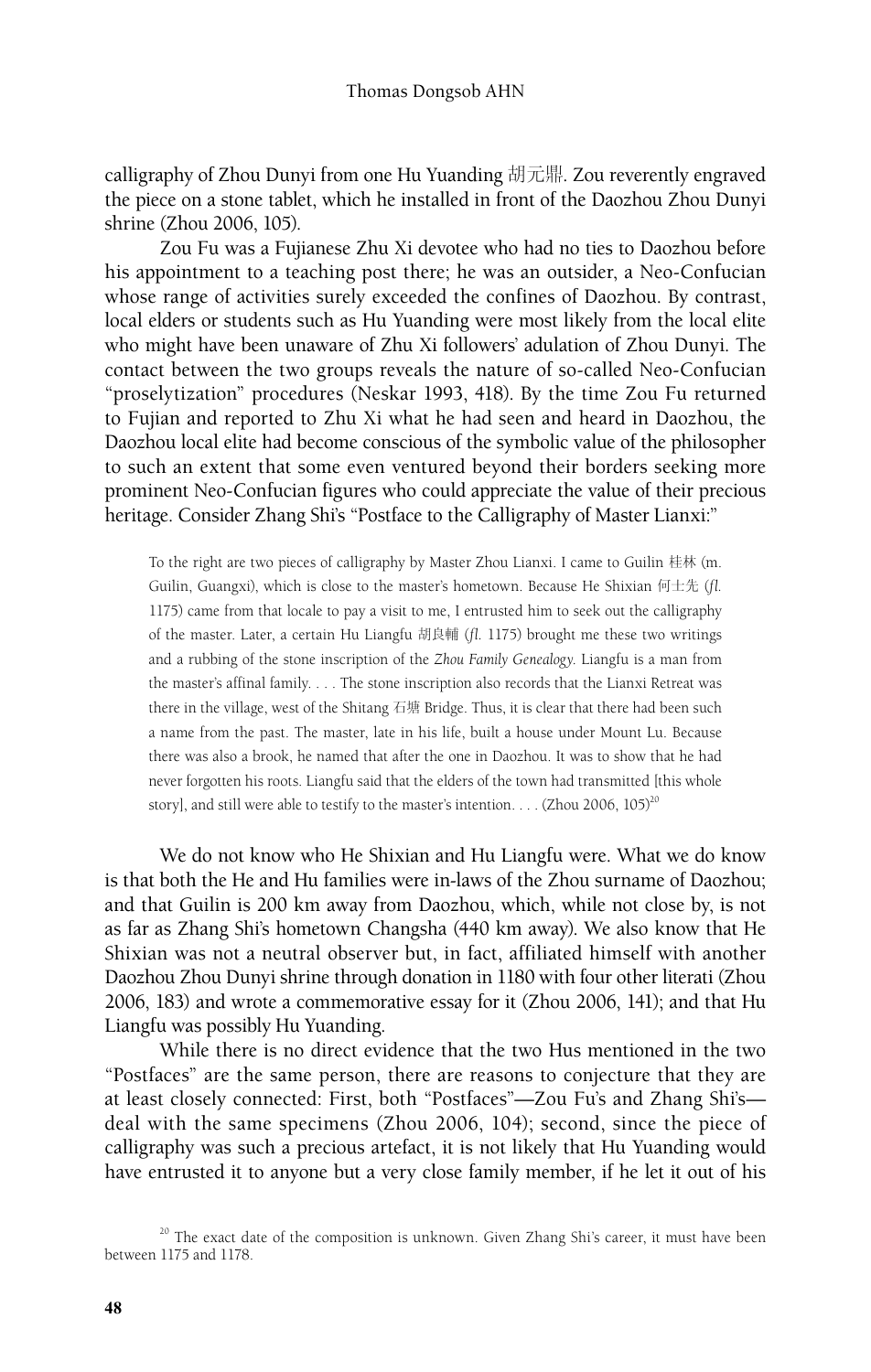calligraphy of Zhou Dunyi from one Hu Yuanding 胡元鼎. Zou reverently engraved the piece on a stone tablet, which he installed in front of the Daozhou Zhou Dunyi shrine (Zhou 2006, 105).

Zou Fu was a Fujianese Zhu Xi devotee who had no ties to Daozhou before his appointment to a teaching post there; he was an outsider, a Neo-Confucian whose range of activities surely exceeded the confines of Daozhou. By contrast, local elders or students such as Hu Yuanding were most likely from the local elite who might have been unaware of Zhu Xi followers' adulation of Zhou Dunyi. The contact between the two groups reveals the nature of so-called Neo-Confucian "proselytization" procedures (Neskar 1993, 418). By the time Zou Fu returned to Fujian and reported to Zhu Xi what he had seen and heard in Daozhou, the Daozhou local elite had become conscious of the symbolic value of the philosopher to such an extent that some even ventured beyond their borders seeking more prominent Neo-Confucian figures who could appreciate the value of their precious heritage. Consider Zhang Shi's "Postface to the Calligraphy of Master Lianxi:"

> To the right are two pieces of calligraphy by Master Zhou Lianxi. I came to Guilin 桂林 (m. Guilin, Guangxi), which is close to the master's hometown. Because He Shixian 何士先 (*fl.* 1175) came from that locale to pay a visit to me, I entrusted him to seek out the calligraphy of the master. Later, a certain Hu Liangfu 胡良輔 (*fl.* 1175) brought me these two writings and a rubbing of the stone inscription of the *Zhou Family Genealogy*. Liangfu is a man from the master's affinal family. . . . The stone inscription also records that the Lianxi Retreat was there in the village, west of the Shitang 石塘 Bridge. Thus, it is clear that there had been such a name from the past. The master, late in his life, built a house under Mount Lu. Because there was also a brook, he named that after the one in Daozhou. It was to show that he had never forgotten his roots. Liangfu said that the elders of the town had transmitted [this whole story], and still were able to testify to the master's intention. . . . (Zhou 2006, 105)[20]

We do not know who He Shixian and Hu Liangfu were. What we do know is that both the He and Hu families were in-laws of the Zhou surname of Daozhou; and that Guilin is 200 km away from Daozhou, which, while not close by, is not as far as Zhang Shi's hometown Changsha (440 km away). We also know that He Shixian was not a neutral observer but, in fact, affiliated himself with another Daozhou Zhou Dunyi shrine through donation in 1180 with four other literati (Zhou 2006, 183) and wrote a commemorative essay for it (Zhou 2006, 141); and that Hu Liangfu was possibly Hu Yuanding.

While there is no direct evidence that the two Hus mentioned in the two "Postfaces" are the same person, there are reasons to conjecture that they are at least closely connected: First, both "Postfaces"—Zou Fu's and Zhang Shi's—deal with the same specimens (Zhou 2006, 104); second, since the piece of calligraphy was such a precious artefact, it is not likely that Hu Yuanding would have entrusted it to anyone but a very close family member, if he let it out of his

[20] The exact date of the composition is unknown. Given Zhang Shi's career, it must have been between 1175 and 1178.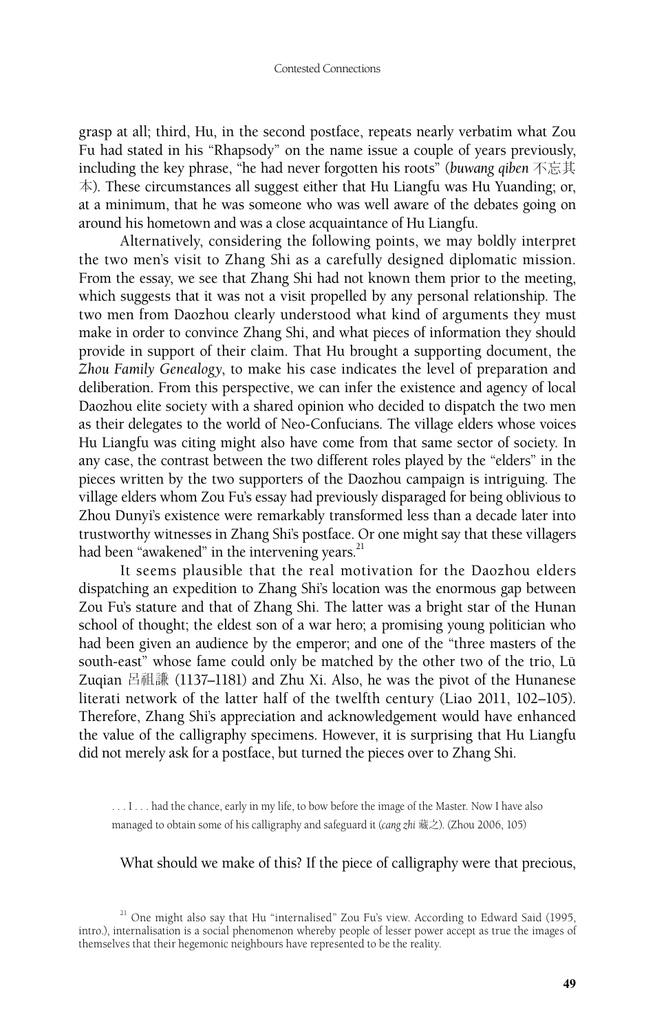grasp at all; third, Hu, in the second postface, repeats nearly verbatim what Zou Fu had stated in his "Rhapsody" on the name issue a couple of years previously, including the key phrase, "he had never forgotten his roots" (*buwang qiben* 不忘其本). These circumstances all suggest either that Hu Liangfu was Hu Yuanding; or, at a minimum, that he was someone who was well aware of the debates going on around his hometown and was a close acquaintance of Hu Liangfu.

Alternatively, considering the following points, we may boldly interpret the two men's visit to Zhang Shi as a carefully designed diplomatic mission. From the essay, we see that Zhang Shi had not known them prior to the meeting, which suggests that it was not a visit propelled by any personal relationship. The two men from Daozhou clearly understood what kind of arguments they must make in order to convince Zhang Shi, and what pieces of information they should provide in support of their claim. That Hu brought a supporting document, the *Zhou Family Genealogy*, to make his case indicates the level of preparation and deliberation. From this perspective, we can infer the existence and agency of local Daozhou elite society with a shared opinion who decided to dispatch the two men as their delegates to the world of Neo-Confucians. The village elders whose voices Hu Liangfu was citing might also have come from that same sector of society. In any case, the contrast between the two different roles played by the "elders" in the pieces written by the two supporters of the Daozhou campaign is intriguing. The village elders whom Zou Fu's essay had previously disparaged for being oblivious to Zhou Dunyi's existence were remarkably transformed less than a decade later into trustworthy witnesses in Zhang Shi's postface. Or one might say that these villagers had been "awakened" in the intervening years.[21]

It seems plausible that the real motivation for the Daozhou elders dispatching an expedition to Zhang Shi's location was the enormous gap between Zou Fu's stature and that of Zhang Shi. The latter was a bright star of the Hunan school of thought; the eldest son of a war hero; a promising young politician who had been given an audience by the emperor; and one of the "three masters of the south-east" whose fame could only be matched by the other two of the trio, Lü Zuqian 呂祖謙 (1137–1181) and Zhu Xi. Also, he was the pivot of the Hunanese literati network of the latter half of the twelfth century (Liao 2011, 102–105). Therefore, Zhang Shi's appreciation and acknowledgement would have enhanced the value of the calligraphy specimens. However, it is surprising that Hu Liangfu did not merely ask for a postface, but turned the pieces over to Zhang Shi.

> . . . I . . . had the chance, early in my life, to bow before the image of the Master. Now I have also managed to obtain some of his calligraphy and safeguard it (*cang zhi* 藏之). (Zhou 2006, 105)

What should we make of this? If the piece of calligraphy were that precious,

[21] One might also say that Hu "internalised" Zou Fu's view. According to Edward Said (1995, intro.), internalisation is a social phenomenon whereby people of lesser power accept as true the images of themselves that their hegemonic neighbours have represented to be the reality.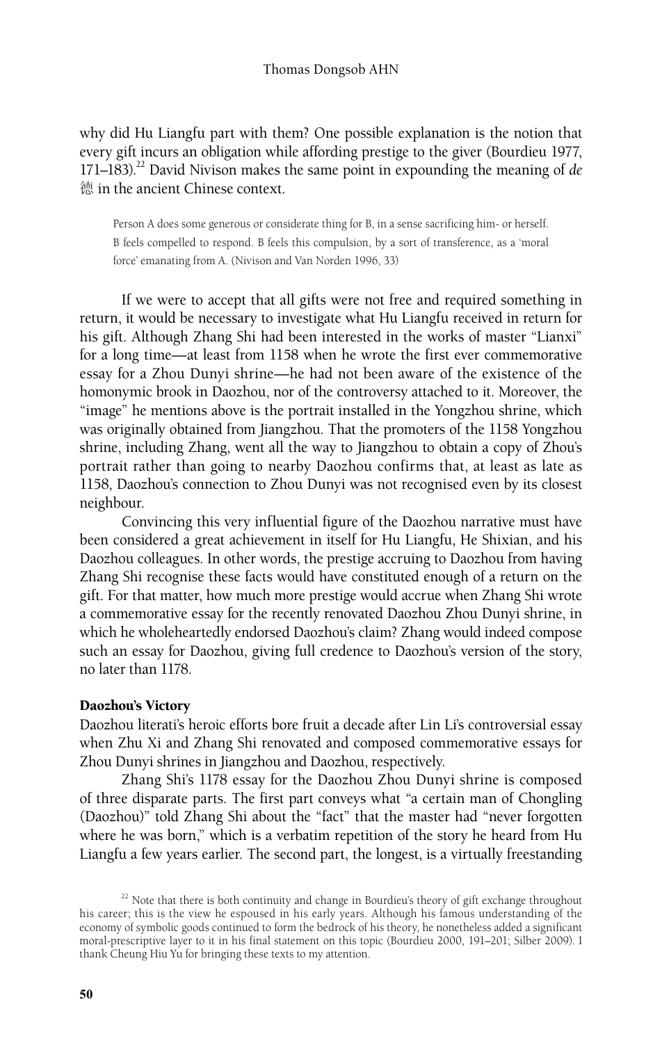why did Hu Liangfu part with them? One possible explanation is the notion that every gift incurs an obligation while affording prestige to the giver (Bourdieu 1977, 171–183).[22] David Nivison makes the same point in expounding the meaning of *de* 德 in the ancient Chinese context.

> Person A does some generous or considerate thing for B, in a sense sacrificing him- or herself. B feels compelled to respond. B feels this compulsion, by a sort of transference, as a 'moral force' emanating from A. (Nivison and Van Norden 1996, 33)

If we were to accept that all gifts were not free and required something in return, it would be necessary to investigate what Hu Liangfu received in return for his gift. Although Zhang Shi had been interested in the works of master "Lianxi" for a long time—at least from 1158 when he wrote the first ever commemorative essay for a Zhou Dunyi shrine—he had not been aware of the existence of the homonymic brook in Daozhou, nor of the controversy attached to it. Moreover, the "image" he mentions above is the portrait installed in the Yongzhou shrine, which was originally obtained from Jiangzhou. That the promoters of the 1158 Yongzhou shrine, including Zhang, went all the way to Jiangzhou to obtain a copy of Zhou's portrait rather than going to nearby Daozhou confirms that, at least as late as 1158, Daozhou's connection to Zhou Dunyi was not recognised even by its closest neighbour.

Convincing this very influential figure of the Daozhou narrative must have been considered a great achievement in itself for Hu Liangfu, He Shixian, and his Daozhou colleagues. In other words, the prestige accruing to Daozhou from having Zhang Shi recognise these facts would have constituted enough of a return on the gift. For that matter, how much more prestige would accrue when Zhang Shi wrote a commemorative essay for the recently renovated Daozhou Zhou Dunyi shrine, in which he wholeheartedly endorsed Daozhou's claim? Zhang would indeed compose such an essay for Daozhou, giving full credence to Daozhou's version of the story, no later than 1178.

### Daozhou's Victory

Daozhou literati's heroic efforts bore fruit a decade after Lin Li's controversial essay when Zhu Xi and Zhang Shi renovated and composed commemorative essays for Zhou Dunyi shrines in Jiangzhou and Daozhou, respectively.

Zhang Shi's 1178 essay for the Daozhou Zhou Dunyi shrine is composed of three disparate parts. The first part conveys what "a certain man of Chongling (Daozhou)" told Zhang Shi about the "fact" that the master had "never forgotten where he was born," which is a verbatim repetition of the story he heard from Hu Liangfu a few years earlier. The second part, the longest, is a virtually freestanding

[22] Note that there is both continuity and change in Bourdieu's theory of gift exchange throughout his career; this is the view he espoused in his early years. Although his famous understanding of the economy of symbolic goods continued to form the bedrock of his theory, he nonetheless added a significant moral-prescriptive layer to it in his final statement on this topic (Bourdieu 2000, 191–201; Silber 2009). I thank Cheung Hiu Yu for bringing these texts to my attention.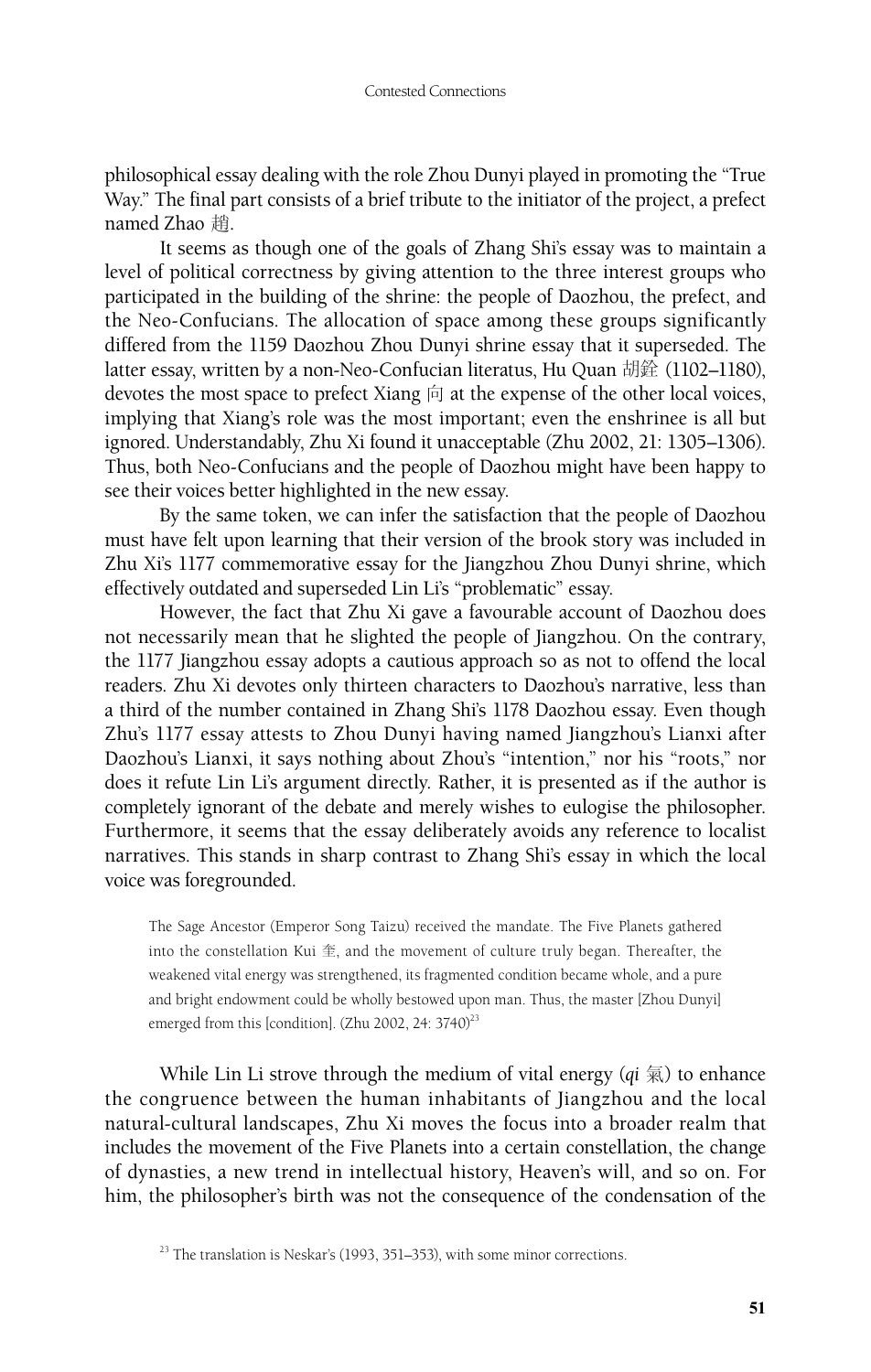philosophical essay dealing with the role Zhou Dunyi played in promoting the "True Way." The final part consists of a brief tribute to the initiator of the project, a prefect named Zhao 趙.

It seems as though one of the goals of Zhang Shi's essay was to maintain a level of political correctness by giving attention to the three interest groups who participated in the building of the shrine: the people of Daozhou, the prefect, and the Neo-Confucians. The allocation of space among these groups significantly differed from the 1159 Daozhou Zhou Dunyi shrine essay that it superseded. The latter essay, written by a non-Neo-Confucian literatus, Hu Quan 胡銓 (1102–1180), devotes the most space to prefect Xiang 向 at the expense of the other local voices, implying that Xiang's role was the most important; even the enshrinee is all but ignored. Understandably, Zhu Xi found it unacceptable (Zhu 2002, 21: 1305–1306). Thus, both Neo-Confucians and the people of Daozhou might have been happy to see their voices better highlighted in the new essay.

By the same token, we can infer the satisfaction that the people of Daozhou must have felt upon learning that their version of the brook story was included in Zhu Xi's 1177 commemorative essay for the Jiangzhou Zhou Dunyi shrine, which effectively outdated and superseded Lin Li's "problematic" essay.

However, the fact that Zhu Xi gave a favourable account of Daozhou does not necessarily mean that he slighted the people of Jiangzhou. On the contrary, the 1177 Jiangzhou essay adopts a cautious approach so as not to offend the local readers. Zhu Xi devotes only thirteen characters to Daozhou's narrative, less than a third of the number contained in Zhang Shi's 1178 Daozhou essay. Even though Zhu's 1177 essay attests to Zhou Dunyi having named Jiangzhou's Lianxi after Daozhou's Lianxi, it says nothing about Zhou's "intention," nor his "roots," nor does it refute Lin Li's argument directly. Rather, it is presented as if the author is completely ignorant of the debate and merely wishes to eulogise the philosopher. Furthermore, it seems that the essay deliberately avoids any reference to localist narratives. This stands in sharp contrast to Zhang Shi's essay in which the local voice was foregrounded.

> The Sage Ancestor (Emperor Song Taizu) received the mandate. The Five Planets gathered into the constellation Kui 奎, and the movement of culture truly began. Thereafter, the weakened vital energy was strengthened, its fragmented condition became whole, and a pure and bright endowment could be wholly bestowed upon man. Thus, the master [Zhou Dunyi] emerged from this [condition]. (Zhu 2002, 24: 3740)[23]

While Lin Li strove through the medium of vital energy (*qi* 氣) to enhance the congruence between the human inhabitants of Jiangzhou and the local natural-cultural landscapes, Zhu Xi moves the focus into a broader realm that includes the movement of the Five Planets into a certain constellation, the change of dynasties, a new trend in intellectual history, Heaven's will, and so on. For him, the philosopher's birth was not the consequence of the condensation of the

[23] The translation is Neskar's (1993, 351–353), with some minor corrections.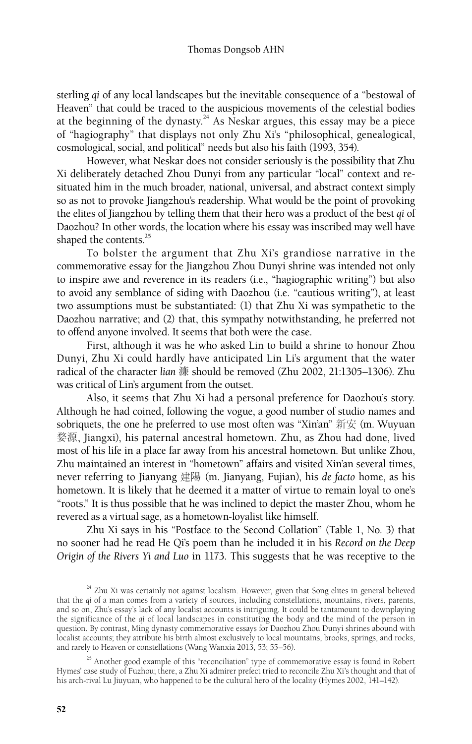sterling *qi* of any local landscapes but the inevitable consequence of a "bestowal of Heaven" that could be traced to the auspicious movements of the celestial bodies at the beginning of the dynasty.[24] As Neskar argues, this essay may be a piece of "hagiography" that displays not only Zhu Xi's "philosophical, genealogical, cosmological, social, and political" needs but also his faith (1993, 354).

However, what Neskar does not consider seriously is the possibility that Zhu Xi deliberately detached Zhou Dunyi from any particular "local" context and re-situated him in the much broader, national, universal, and abstract context simply so as not to provoke Jiangzhou's readership. What would be the point of provoking the elites of Jiangzhou by telling them that their hero was a product of the best *qi* of Daozhou? In other words, the location where his essay was inscribed may well have shaped the contents.[25]

To bolster the argument that Zhu Xi's grandiose narrative in the commemorative essay for the Jiangzhou Zhou Dunyi shrine was intended not only to inspire awe and reverence in its readers (i.e., "hagiographic writing") but also to avoid any semblance of siding with Daozhou (i.e. "cautious writing"), at least two assumptions must be substantiated: (1) that Zhu Xi was sympathetic to the Daozhou narrative; and (2) that, this sympathy notwithstanding, he preferred not to offend anyone involved. It seems that both were the case.

First, although it was he who asked Lin to build a shrine to honour Zhou Dunyi, Zhu Xi could hardly have anticipated Lin Li's argument that the water radical of the character *lian* 濂 should be removed (Zhu 2002, 21:1305–1306). Zhu was critical of Lin's argument from the outset.

Also, it seems that Zhu Xi had a personal preference for Daozhou's story. Although he had coined, following the vogue, a good number of studio names and sobriquets, the one he preferred to use most often was "Xin'an" 新安 (m. Wuyuan 婺源, Jiangxi), his paternal ancestral hometown. Zhu, as Zhou had done, lived most of his life in a place far away from his ancestral hometown. But unlike Zhou, Zhu maintained an interest in "hometown" affairs and visited Xin'an several times, never referring to Jianyang 建陽 (m. Jianyang, Fujian), his *de facto* home, as his hometown. It is likely that he deemed it a matter of virtue to remain loyal to one's "roots." It is thus possible that he was inclined to depict the master Zhou, whom he revered as a virtual sage, as a hometown-loyalist like himself.

Zhu Xi says in his "Postface to the Second Collation" (Table 1, No. 3) that no sooner had he read He Qi's poem than he included it in his *Record on the Deep Origin of the Rivers Yi and Luo* in 1173. This suggests that he was receptive to the

[24] Zhu Xi was certainly not against localism. However, given that Song elites in general believed that the *qi* of a man comes from a variety of sources, including constellations, mountains, rivers, parents, and so on, Zhu's essay's lack of any localist accounts is intriguing. It could be tantamount to downplaying the significance of the *qi* of local landscapes in constituting the body and the mind of the person in question. By contrast, Ming dynasty commemorative essays for Daozhou Zhou Dunyi shrines abound with localist accounts; they attribute his birth almost exclusively to local mountains, brooks, springs, and rocks, and rarely to Heaven or constellations (Wang Wanxia 2013, 53; 55–56).

[25] Another good example of this "reconciliation" type of commemorative essay is found in Robert Hymes' case study of Fuzhou; there, a Zhu Xi admirer prefect tried to reconcile Zhu Xi's thought and that of his arch-rival Lu Jiuyuan, who happened to be the cultural hero of the locality (Hymes 2002, 141–142).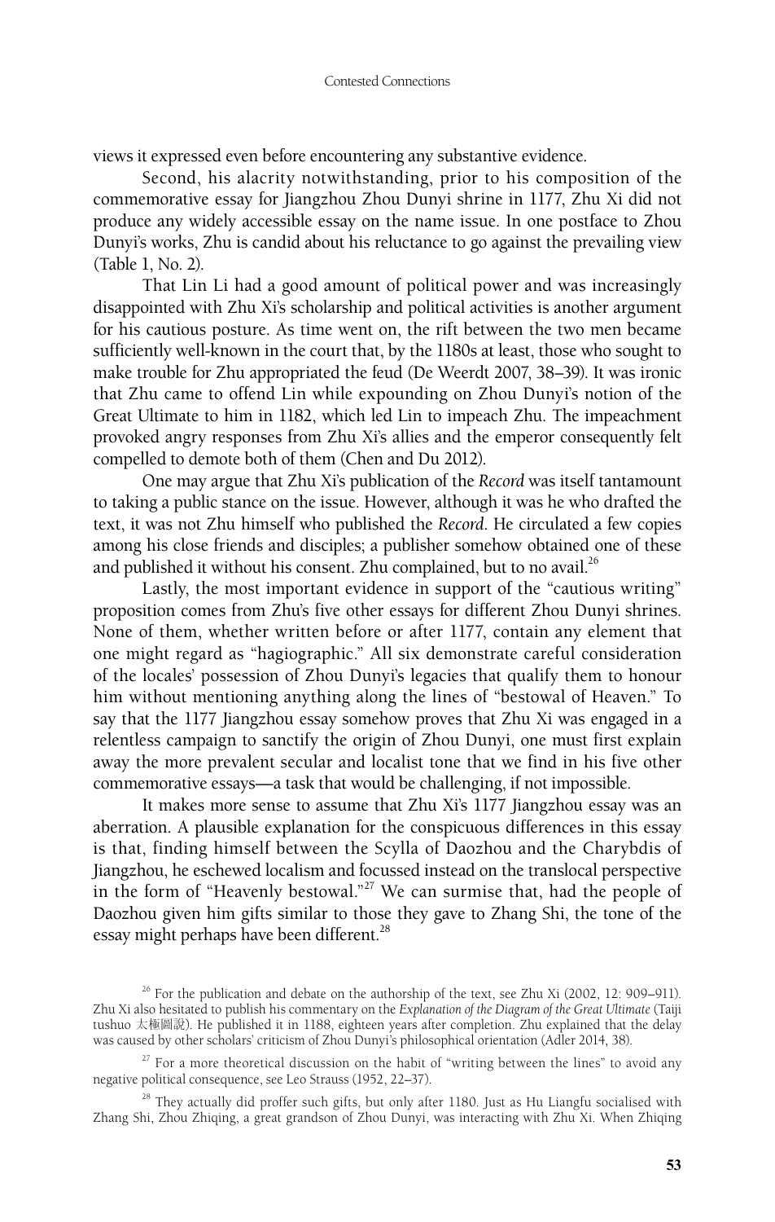views it expressed even before encountering any substantive evidence.

Second, his alacrity notwithstanding, prior to his composition of the commemorative essay for Jiangzhou Zhou Dunyi shrine in 1177, Zhu Xi did not produce any widely accessible essay on the name issue. In one postface to Zhou Dunyi's works, Zhu is candid about his reluctance to go against the prevailing view (Table 1, No. 2).

That Lin Li had a good amount of political power and was increasingly disappointed with Zhu Xi's scholarship and political activities is another argument for his cautious posture. As time went on, the rift between the two men became sufficiently well-known in the court that, by the 1180s at least, those who sought to make trouble for Zhu appropriated the feud (De Weerdt 2007, 38–39). It was ironic that Zhu came to offend Lin while expounding on Zhou Dunyi's notion of the Great Ultimate to him in 1182, which led Lin to impeach Zhu. The impeachment provoked angry responses from Zhu Xi's allies and the emperor consequently felt compelled to demote both of them (Chen and Du 2012).

One may argue that Zhu Xi's publication of the *Record* was itself tantamount to taking a public stance on the issue. However, although it was he who drafted the text, it was not Zhu himself who published the *Record*. He circulated a few copies among his close friends and disciples; a publisher somehow obtained one of these and published it without his consent. Zhu complained, but to no avail.[26]

Lastly, the most important evidence in support of the "cautious writing" proposition comes from Zhu's five other essays for different Zhou Dunyi shrines. None of them, whether written before or after 1177, contain any element that one might regard as "hagiographic." All six demonstrate careful consideration of the locales' possession of Zhou Dunyi's legacies that qualify them to honour him without mentioning anything along the lines of "bestowal of Heaven." To say that the 1177 Jiangzhou essay somehow proves that Zhu Xi was engaged in a relentless campaign to sanctify the origin of Zhou Dunyi, one must first explain away the more prevalent secular and localist tone that we find in his five other commemorative essays—a task that would be challenging, if not impossible.

It makes more sense to assume that Zhu Xi's 1177 Jiangzhou essay was an aberration. A plausible explanation for the conspicuous differences in this essay is that, finding himself between the Scylla of Daozhou and the Charybdis of Jiangzhou, he eschewed localism and focussed instead on the translocal perspective in the form of "Heavenly bestowal."[27] We can surmise that, had the people of Daozhou given him gifts similar to those they gave to Zhang Shi, the tone of the essay might perhaps have been different.[28]

[26] For the publication and debate on the authorship of the text, see Zhu Xi (2002, 12: 909–911). Zhu Xi also hesitated to publish his commentary on the *Explanation of the Diagram of the Great Ultimate* (Taiji tushuo 太極圖說). He published it in 1188, eighteen years after completion. Zhu explained that the delay was caused by other scholars' criticism of Zhou Dunyi's philosophical orientation (Adler 2014, 38).

[27] For a more theoretical discussion on the habit of "writing between the lines" to avoid any negative political consequence, see Leo Strauss (1952, 22–37).

[28] They actually did proffer such gifts, but only after 1180. Just as Hu Liangfu socialised with Zhang Shi, Zhou Zhiqing, a great grandson of Zhou Dunyi, was interacting with Zhu Xi. When Zhiqing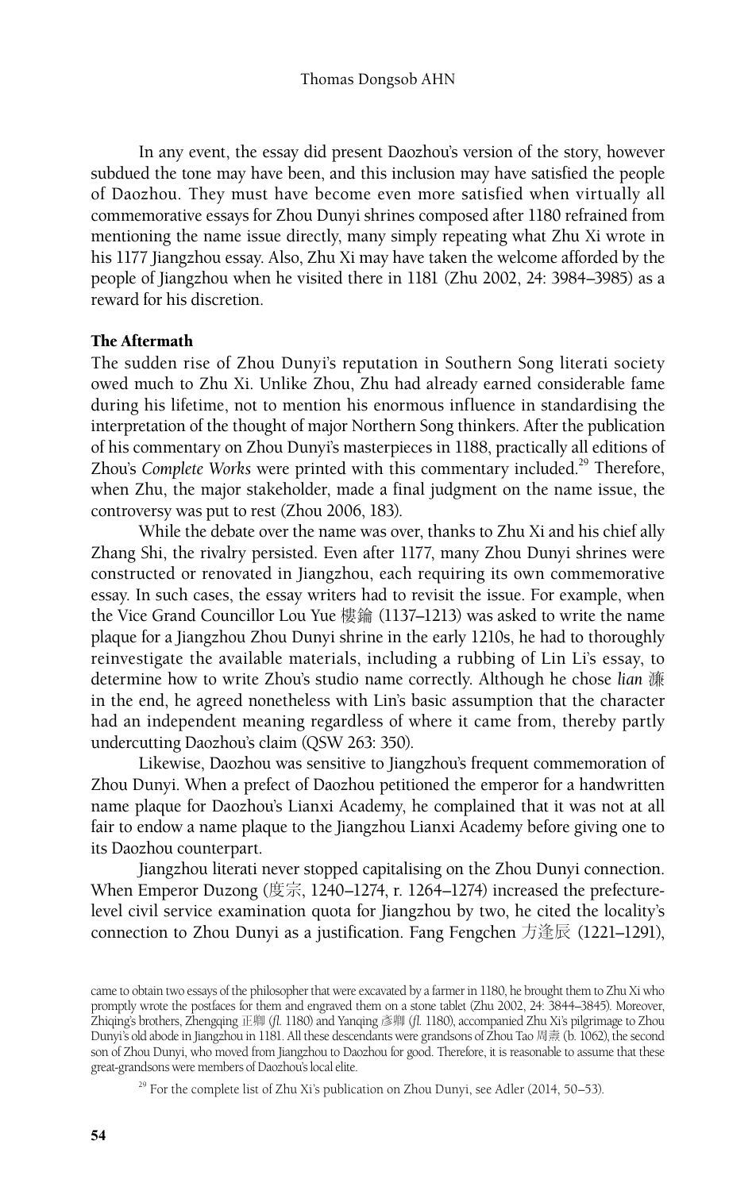In any event, the essay did present Daozhou's version of the story, however subdued the tone may have been, and this inclusion may have satisfied the people of Daozhou. They must have become even more satisfied when virtually all commemorative essays for Zhou Dunyi shrines composed after 1180 refrained from mentioning the name issue directly, many simply repeating what Zhu Xi wrote in his 1177 Jiangzhou essay. Also, Zhu Xi may have taken the welcome afforded by the people of Jiangzhou when he visited there in 1181 (Zhu 2002, 24: 3984–3985) as a reward for his discretion.

### The Aftermath

The sudden rise of Zhou Dunyi's reputation in Southern Song literati society owed much to Zhu Xi. Unlike Zhou, Zhu had already earned considerable fame during his lifetime, not to mention his enormous influence in standardising the interpretation of the thought of major Northern Song thinkers. After the publication of his commentary on Zhou Dunyi's masterpieces in 1188, practically all editions of Zhou's *Complete Works* were printed with this commentary included.[29] Therefore, when Zhu, the major stakeholder, made a final judgment on the name issue, the controversy was put to rest (Zhou 2006, 183).

While the debate over the name was over, thanks to Zhu Xi and his chief ally Zhang Shi, the rivalry persisted. Even after 1177, many Zhou Dunyi shrines were constructed or renovated in Jiangzhou, each requiring its own commemorative essay. In such cases, the essay writers had to revisit the issue. For example, when the Vice Grand Councillor Lou Yue 樓鑰 (1137–1213) was asked to write the name plaque for a Jiangzhou Zhou Dunyi shrine in the early 1210s, he had to thoroughly reinvestigate the available materials, including a rubbing of Lin Li's essay, to determine how to write Zhou's studio name correctly. Although he chose *lian* 濂 in the end, he agreed nonetheless with Lin's basic assumption that the character had an independent meaning regardless of where it came from, thereby partly undercutting Daozhou's claim (QSW 263: 350).

Likewise, Daozhou was sensitive to Jiangzhou's frequent commemoration of Zhou Dunyi. When a prefect of Daozhou petitioned the emperor for a handwritten name plaque for Daozhou's Lianxi Academy, he complained that it was not at all fair to endow a name plaque to the Jiangzhou Lianxi Academy before giving one to its Daozhou counterpart.

Jiangzhou literati never stopped capitalising on the Zhou Dunyi connection. When Emperor Duzong (度宗, 1240–1274, r. 1264–1274) increased the prefecture-level civil service examination quota for Jiangzhou by two, he cited the locality's connection to Zhou Dunyi as a justification. Fang Fengchen 方逢辰 (1221–1291),

came to obtain two essays of the philosopher that were excavated by a farmer in 1180, he brought them to Zhu Xi who promptly wrote the postfaces for them and engraved them on a stone tablet (Zhu 2002, 24: 3844–3845). Moreover, Zhiqing's brothers, Zhengqing 正卿 (*fl.* 1180) and Yanqing 彥卿 (*fl.* 1180), accompanied Zhu Xi's pilgrimage to Zhou Dunyi's old abode in Jiangzhou in 1181. All these descendants were grandsons of Zhou Tao 周燾 (b. 1062), the second son of Zhou Dunyi, who moved from Jiangzhou to Daozhou for good. Therefore, it is reasonable to assume that these great-grandsons were members of Daozhou's local elite.

[29] For the complete list of Zhu Xi's publication on Zhou Dunyi, see Adler (2014, 50–53).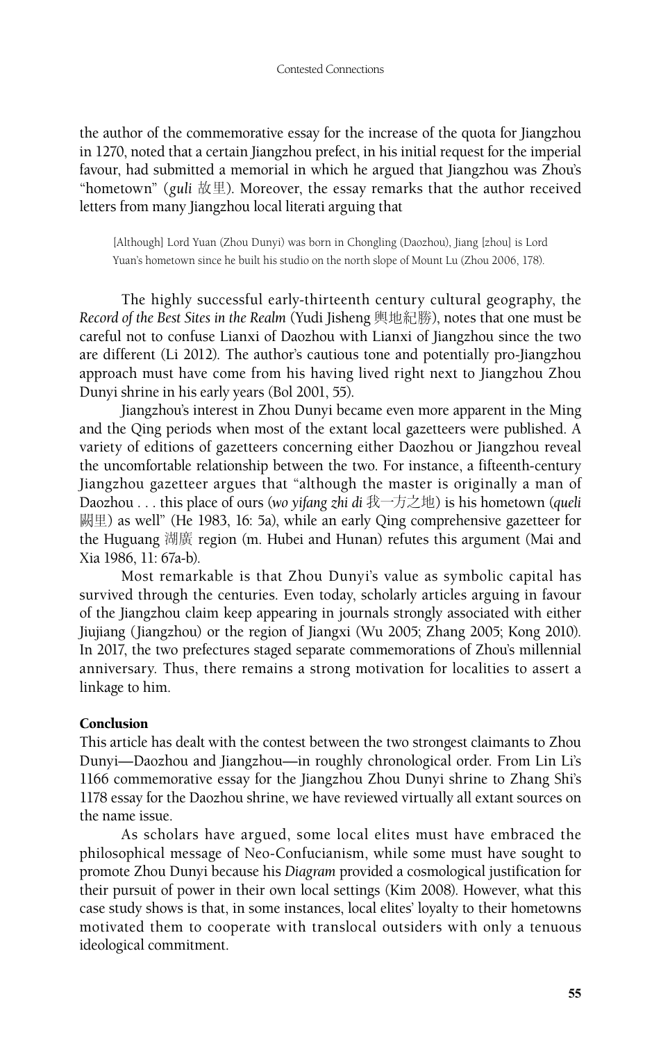the author of the commemorative essay for the increase of the quota for Jiangzhou in 1270, noted that a certain Jiangzhou prefect, in his initial request for the imperial favour, had submitted a memorial in which he argued that Jiangzhou was Zhou's "hometown" (*guli* 故里). Moreover, the essay remarks that the author received letters from many Jiangzhou local literati arguing that

> [Although] Lord Yuan (Zhou Dunyi) was born in Chongling (Daozhou), Jiang [zhou] is Lord Yuan's hometown since he built his studio on the north slope of Mount Lu (Zhou 2006, 178).

The highly successful early-thirteenth century cultural geography, the *Record of the Best Sites in the Realm* (Yudi Jisheng 輿地紀勝), notes that one must be careful not to confuse Lianxi of Daozhou with Lianxi of Jiangzhou since the two are different (Li 2012). The author's cautious tone and potentially pro-Jiangzhou approach must have come from his having lived right next to Jiangzhou Zhou Dunyi shrine in his early years (Bol 2001, 55).

Jiangzhou's interest in Zhou Dunyi became even more apparent in the Ming and the Qing periods when most of the extant local gazetteers were published. A variety of editions of gazetteers concerning either Daozhou or Jiangzhou reveal the uncomfortable relationship between the two. For instance, a fifteenth-century Jiangzhou gazetteer argues that "although the master is originally a man of Daozhou . . . this place of ours (*wo yifang zhi di* 我一方之地) is his hometown (*queli* 闕里) as well" (He 1983, 16: 5a), while an early Qing comprehensive gazetteer for the Huguang 湖廣 region (m. Hubei and Hunan) refutes this argument (Mai and Xia 1986, 11: 67a-b).

Most remarkable is that Zhou Dunyi's value as symbolic capital has survived through the centuries. Even today, scholarly articles arguing in favour of the Jiangzhou claim keep appearing in journals strongly associated with either Jiujiang (Jiangzhou) or the region of Jiangxi (Wu 2005; Zhang 2005; Kong 2010). In 2017, the two prefectures staged separate commemorations of Zhou's millennial anniversary. Thus, there remains a strong motivation for localities to assert a linkage to him.

## Conclusion

This article has dealt with the contest between the two strongest claimants to Zhou Dunyi—Daozhou and Jiangzhou—in roughly chronological order. From Lin Li's 1166 commemorative essay for the Jiangzhou Zhou Dunyi shrine to Zhang Shi's 1178 essay for the Daozhou shrine, we have reviewed virtually all extant sources on the name issue.

As scholars have argued, some local elites must have embraced the philosophical message of Neo-Confucianism, while some must have sought to promote Zhou Dunyi because his *Diagram* provided a cosmological justification for their pursuit of power in their own local settings (Kim 2008). However, what this case study shows is that, in some instances, local elites' loyalty to their hometowns motivated them to cooperate with translocal outsiders with only a tenuous ideological commitment.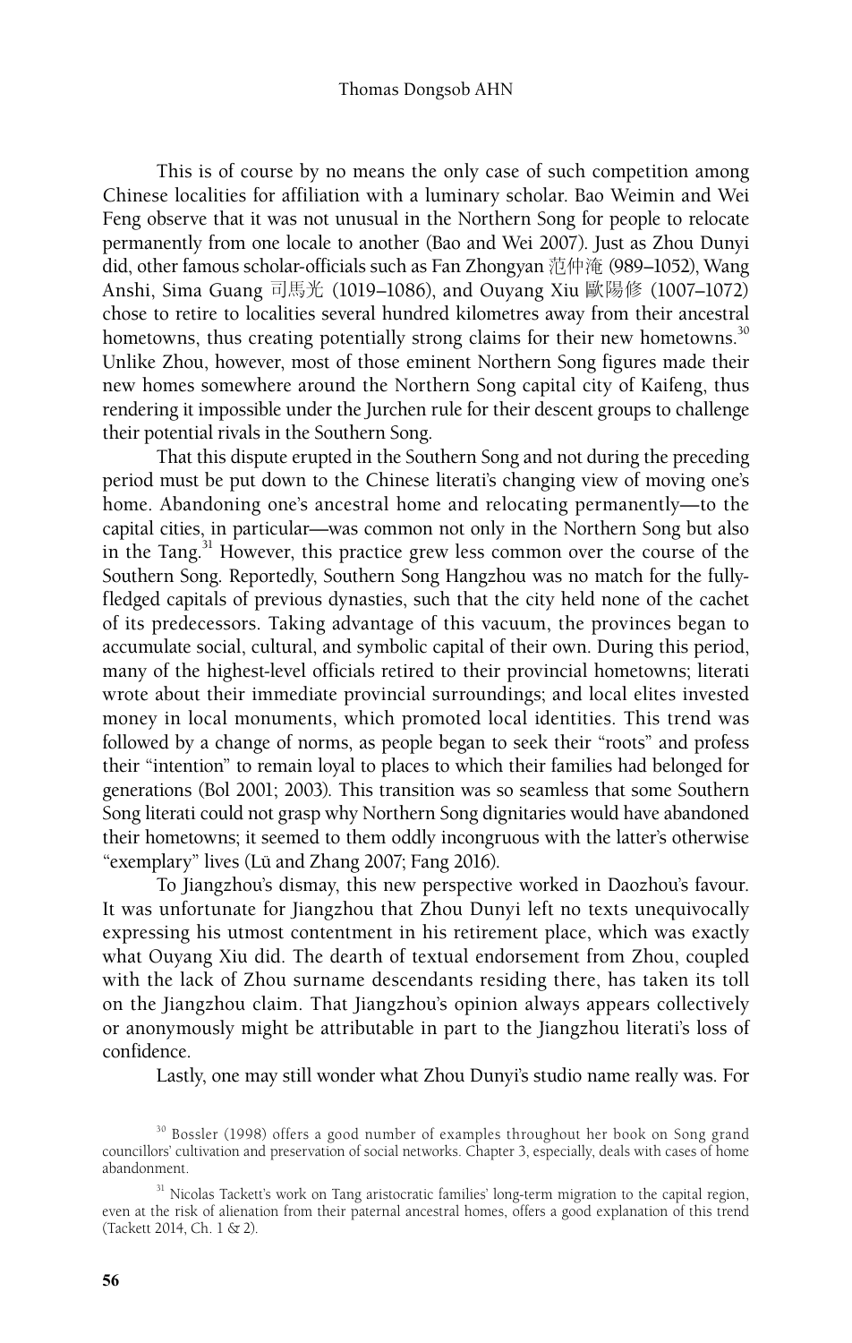This is of course by no means the only case of such competition among Chinese localities for affiliation with a luminary scholar. Bao Weimin and Wei Feng observe that it was not unusual in the Northern Song for people to relocate permanently from one locale to another (Bao and Wei 2007). Just as Zhou Dunyi did, other famous scholar-officials such as Fan Zhongyan 范仲淹 (989–1052), Wang Anshi, Sima Guang 司馬光 (1019–1086), and Ouyang Xiu 歐陽修 (1007–1072) chose to retire to localities several hundred kilometres away from their ancestral hometowns, thus creating potentially strong claims for their new hometowns.[30] Unlike Zhou, however, most of those eminent Northern Song figures made their new homes somewhere around the Northern Song capital city of Kaifeng, thus rendering it impossible under the Jurchen rule for their descent groups to challenge their potential rivals in the Southern Song.

That this dispute erupted in the Southern Song and not during the preceding period must be put down to the Chinese literati's changing view of moving one's home. Abandoning one's ancestral home and relocating permanently—to the capital cities, in particular—was common not only in the Northern Song but also in the Tang.[31] However, this practice grew less common over the course of the Southern Song. Reportedly, Southern Song Hangzhou was no match for the fully-fledged capitals of previous dynasties, such that the city held none of the cachet of its predecessors. Taking advantage of this vacuum, the provinces began to accumulate social, cultural, and symbolic capital of their own. During this period, many of the highest-level officials retired to their provincial hometowns; literati wrote about their immediate provincial surroundings; and local elites invested money in local monuments, which promoted local identities. This trend was followed by a change of norms, as people began to seek their "roots" and profess their "intention" to remain loyal to places to which their families had belonged for generations (Bol 2001; 2003). This transition was so seamless that some Southern Song literati could not grasp why Northern Song dignitaries would have abandoned their hometowns; it seemed to them oddly incongruous with the latter's otherwise "exemplary" lives (Lü and Zhang 2007; Fang 2016).

To Jiangzhou's dismay, this new perspective worked in Daozhou's favour. It was unfortunate for Jiangzhou that Zhou Dunyi left no texts unequivocally expressing his utmost contentment in his retirement place, which was exactly what Ouyang Xiu did. The dearth of textual endorsement from Zhou, coupled with the lack of Zhou surname descendants residing there, has taken its toll on the Jiangzhou claim. That Jiangzhou's opinion always appears collectively or anonymously might be attributable in part to the Jiangzhou literati's loss of confidence.

Lastly, one may still wonder what Zhou Dunyi's studio name really was. For

[30] Bossler (1998) offers a good number of examples throughout her book on Song grand councillors' cultivation and preservation of social networks. Chapter 3, especially, deals with cases of home abandonment.

[31] Nicolas Tackett's work on Tang aristocratic families' long-term migration to the capital region, even at the risk of alienation from their paternal ancestral homes, offers a good explanation of this trend (Tackett 2014, Ch. 1 & 2).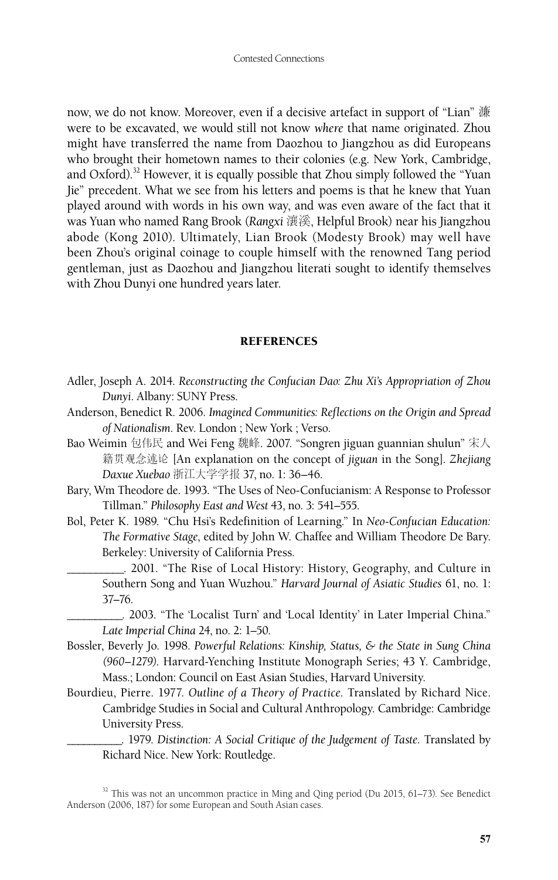now, we do not know. Moreover, even if a decisive artefact in support of "Lian" 濂 were to be excavated, we would still not know *where* that name originated. Zhou might have transferred the name from Daozhou to Jiangzhou as did Europeans who brought their hometown names to their colonies (e.g. New York, Cambridge, and Oxford).[32] However, it is equally possible that Zhou simply followed the "Yuan Jie" precedent. What we see from his letters and poems is that he knew that Yuan played around with words in his own way, and was even aware of the fact that it was Yuan who named Rang Brook (*Rangxi* 瀼溪, Helpful Brook) near his Jiangzhou abode (Kong 2010). Ultimately, Lian Brook (Modesty Brook) may well have been Zhou's original coinage to couple himself with the renowned Tang period gentleman, just as Daozhou and Jiangzhou literati sought to identify themselves with Zhou Dunyi one hundred years later.

## REFERENCES

Adler, Joseph A. 2014. *Reconstructing the Confucian Dao: Zhu Xi's Appropriation of Zhou Dunyi*. Albany: SUNY Press.

Anderson, Benedict R. 2006. *Imagined Communities: Reflections on the Origin and Spread of Nationalism*. Rev. London ; New York ; Verso.

Bao Weimin 包伟民 and Wei Feng 魏峰. 2007. "Songren jiguan guannian shulun" 宋人籍贯观念述论 [An explanation on the concept of *jiguan* in the Song]. *Zhejiang Daxue Xuebao* 浙江大学学报 37, no. 1: 36–46.

Bary, Wm Theodore de. 1993. "The Uses of Neo-Confucianism: A Response to Professor Tillman." *Philosophy East and West* 43, no. 3: 541–555.

Bol, Peter K. 1989. "Chu Hsi's Redefinition of Learning." In *Neo-Confucian Education: The Formative Stage*, edited by John W. Chaffee and William Theodore De Bary. Berkeley: University of California Press.

\_\_\_\_\_\_\_\_\_\_. 2001. "The Rise of Local History: History, Geography, and Culture in Southern Song and Yuan Wuzhou." *Harvard Journal of Asiatic Studies* 61, no. 1: 37–76.

\_\_\_\_\_\_\_\_\_\_. 2003. "The 'Localist Turn' and 'Local Identity' in Later Imperial China." *Late Imperial China* 24, no. 2: 1–50.

Bossler, Beverly Jo. 1998. *Powerful Relations: Kinship, Status, & the State in Sung China (960–1279)*. Harvard-Yenching Institute Monograph Series; 43 Y. Cambridge, Mass.; London: Council on East Asian Studies, Harvard University.

Bourdieu, Pierre. 1977. *Outline of a Theory of Practice*. Translated by Richard Nice. Cambridge Studies in Social and Cultural Anthropology. Cambridge: Cambridge University Press.

\_\_\_\_\_\_\_\_\_\_. 1979. *Distinction: A Social Critique of the Judgement of Taste*. Translated by Richard Nice. New York: Routledge.

[32] This was not an uncommon practice in Ming and Qing period (Du 2015, 61–73). See Benedict Anderson (2006, 187) for some European and South Asian cases.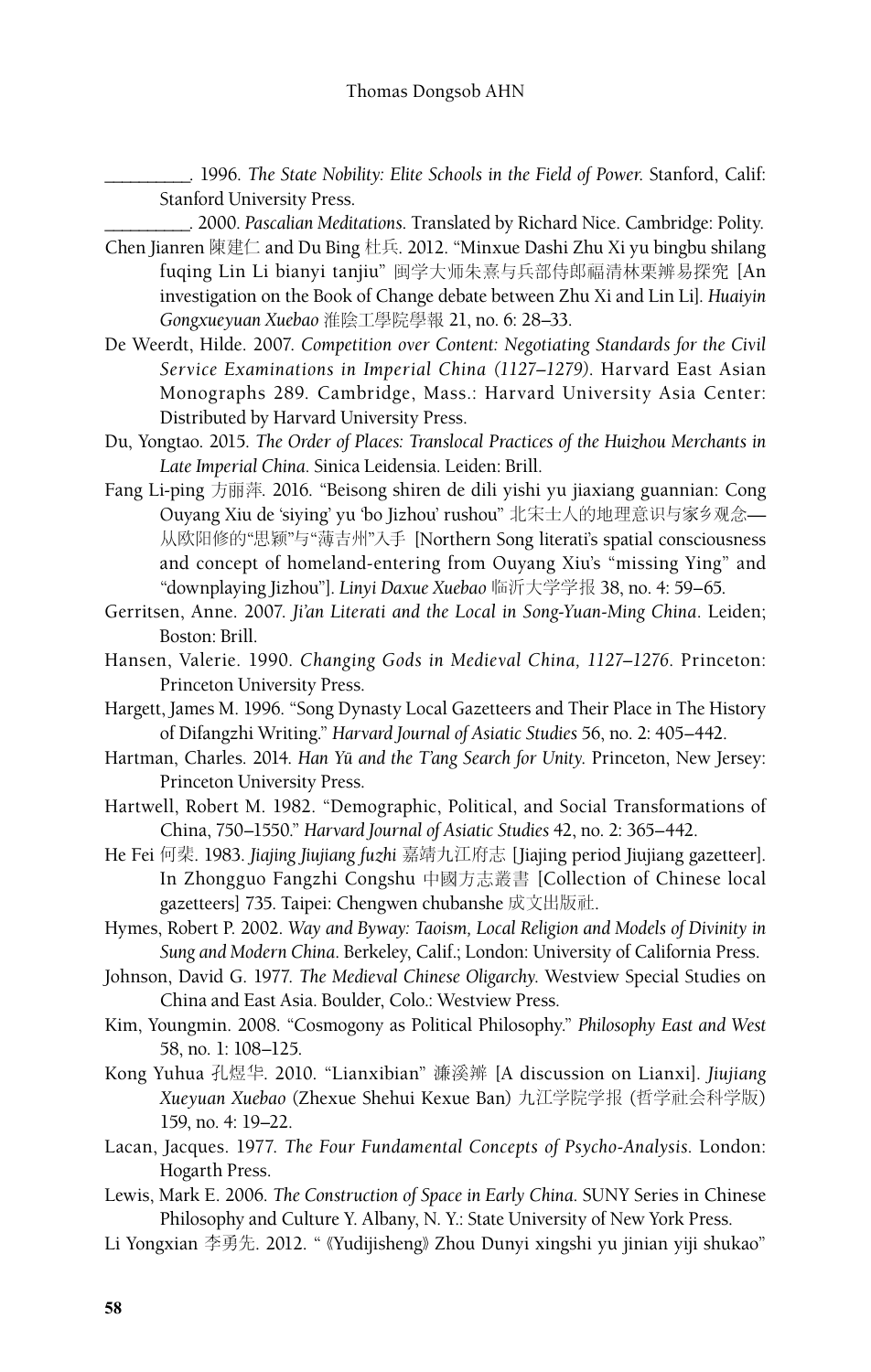\_\_\_\_\_\_\_\_\_. 1996. *The State Nobility: Elite Schools in the Field of Power.* Stanford, Calif: Stanford University Press.

\_\_\_\_\_\_\_\_\_. 2000. *Pascalian Meditations.* Translated by Richard Nice. Cambridge: Polity.

Chen Jianren 陳建仁 and Du Bing 杜兵. 2012. "Minxue Dashi Zhu Xi yu bingbu shilang fuqing Lin Li bianyi tanjiu" 闽学大师朱熹与兵部侍郎福清林栗辨易探究 [An investigation on the Book of Change debate between Zhu Xi and Lin Li]. *Huaiyin Gongxueyuan Xuebao* 淮陰工學院學報 21, no. 6: 28–33.

De Weerdt, Hilde. 2007. *Competition over Content: Negotiating Standards for the Civil Service Examinations in Imperial China (1127–1279).* Harvard East Asian Monographs 289. Cambridge, Mass.: Harvard University Asia Center: Distributed by Harvard University Press.

Du, Yongtao. 2015. *The Order of Places: Translocal Practices of the Huizhou Merchants in Late Imperial China.* Sinica Leidensia. Leiden: Brill.

Fang Li-ping 方丽萍. 2016. "Beisong shiren de dili yishi yu jiaxiang guannian: Cong Ouyang Xiu de 'siying' yu 'bo Jizhou' rushou" 北宋士人的地理意识与家乡观念—从欧阳修的"思颍"与"薄吉州"入手 [Northern Song literati's spatial consciousness and concept of homeland-entering from Ouyang Xiu's "missing Ying" and "downplaying Jizhou"]. *Linyi Daxue Xuebao* 临沂大学学报 38, no. 4: 59–65.

Gerritsen, Anne. 2007. *Ji'an Literati and the Local in Song-Yuan-Ming China.* Leiden; Boston: Brill.

Hansen, Valerie. 1990. *Changing Gods in Medieval China, 1127–1276.* Princeton: Princeton University Press.

Hargett, James M. 1996. "Song Dynasty Local Gazetteers and Their Place in The History of Difangzhi Writing." *Harvard Journal of Asiatic Studies* 56, no. 2: 405–442.

Hartman, Charles. 2014. *Han Yü and the T'ang Search for Unity.* Princeton, New Jersey: Princeton University Press.

Hartwell, Robert M. 1982. "Demographic, Political, and Social Transformations of China, 750–1550." *Harvard Journal of Asiatic Studies* 42, no. 2: 365–442.

He Fei 何棐. 1983. *Jiajing Jiujiang fuzhi* 嘉靖九江府志 [Jiajing period Jiujiang gazetteer]. In Zhongguo Fangzhi Congshu 中國方志叢書 [Collection of Chinese local gazetteers] 735. Taipei: Chengwen chubanshe 成文出版社.

Hymes, Robert P. 2002. *Way and Byway: Taoism, Local Religion and Models of Divinity in Sung and Modern China.* Berkeley, Calif.; London: University of California Press.

Johnson, David G. 1977. *The Medieval Chinese Oligarchy.* Westview Special Studies on China and East Asia. Boulder, Colo.: Westview Press.

Kim, Youngmin. 2008. "Cosmogony as Political Philosophy." *Philosophy East and West* 58, no. 1: 108–125.

Kong Yuhua 孔煜华. 2010. "Lianxibian" 濂溪辨 [A discussion on Lianxi]. *Jiujiang Xueyuan Xuebao* (Zhexue Shehui Kexue Ban) 九江学院学报 (哲学社会科学版) 159, no. 4: 19–22.

Lacan, Jacques. 1977. *The Four Fundamental Concepts of Psycho-Analysis.* London: Hogarth Press.

Lewis, Mark E. 2006. *The Construction of Space in Early China.* SUNY Series in Chinese Philosophy and Culture Y. Albany, N. Y.: State University of New York Press.

Li Yongxian 李勇先. 2012. "《Yudijisheng》 Zhou Dunyi xingshi yu jinian yiji shukao"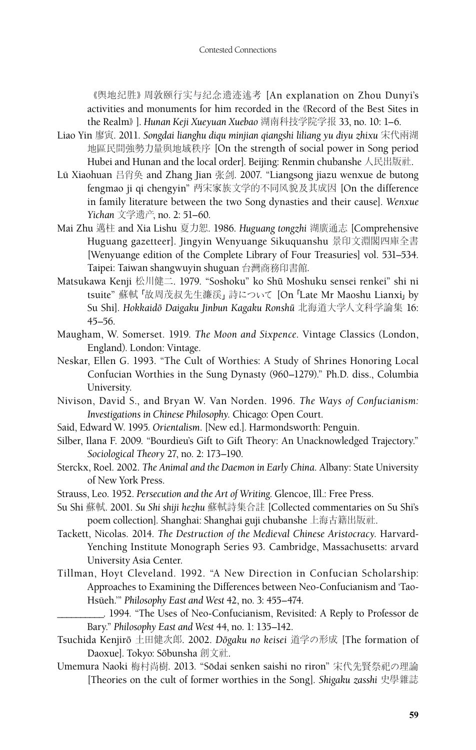《舆地纪胜》周敦颐行实与纪念遗迹述考 [An explanation on Zhou Dunyi's activities and monuments for him recorded in the《Record of the Best Sites in the Realm》]. *Hunan Keji Xueyuan Xuebao* 湖南科技学院学报 33, no. 10: 1–6.

Liao Yin 廖寅. 2011. *Songdai lianghu diqu minjian qiangshi liliang yu diyu zhixu* 宋代兩湖地區民間強勢力量與地域秩序 [On the strength of social power in Song period Hubei and Hunan and the local order]. Beijing: Renmin chubanshe 人民出版社.

Lü Xiaohuan 吕肖奂 and Zhang Jian 张剑. 2007. "Liangsong jiazu wenxue de butong fengmao ji qi chengyin" 两宋家族文学的不同风貌及其成因 [On the difference in family literature between the two Song dynasties and their cause]. *Wenxue Yichan* 文学遗产, no. 2: 51–60.

Mai Zhu 邁柱 and Xia Lishu 夏力恕. 1986. *Huguang tongzhi* 湖廣通志 [Comprehensive Huguang gazetteer]. Jingyin Wenyuange Sikuquanshu 景印文淵閣四庫全書 [Wenyuange edition of the Complete Library of Four Treasuries] vol. 531–534. Taipei: Taiwan shangwuyin shuguan 台灣商務印書館.

Matsukawa Kenji 松川健二. 1979. "Soshoku" ko Shū Moshuku sensei renkei" shi ni tsuite" 蘇軾「故周茂叔先生濂渓」詩について [On「Late Mr Maoshu Lianxi」by Su Shi]. *Hokkaidō Daigaku Jinbun Kagaku Ronshū* 北海道大学人文科学論集 16: 45–56.

Maugham, W. Somerset. 1919. *The Moon and Sixpence*. Vintage Classics (London, England). London: Vintage.

Neskar, Ellen G. 1993. "The Cult of Worthies: A Study of Shrines Honoring Local Confucian Worthies in the Sung Dynasty (960–1279)." Ph.D. diss., Columbia University.

Nivison, David S., and Bryan W. Van Norden. 1996. *The Ways of Confucianism: Investigations in Chinese Philosophy.* Chicago: Open Court.

Said, Edward W. 1995. *Orientalism*. [New ed.]. Harmondsworth: Penguin.

Silber, Ilana F. 2009. "Bourdieu's Gift to Gift Theory: An Unacknowledged Trajectory." *Sociological Theory* 27, no. 2: 173–190.

Sterckx, Roel. 2002. *The Animal and the Daemon in Early China*. Albany: State University of New York Press.

Strauss, Leo. 1952. *Persecution and the Art of Writing*. Glencoe, Ill.: Free Press.

Su Shi 蘇軾. 2001. *Su Shi shiji hezhu* 蘇軾詩集合註 [Collected commentaries on Su Shi's poem collection]. Shanghai: Shanghai guji chubanshe 上海古籍出版社.

Tackett, Nicolas. 2014. *The Destruction of the Medieval Chinese Aristocracy*. Harvard-Yenching Institute Monograph Series 93. Cambridge, Massachusetts: arvard University Asia Center.

Tillman, Hoyt Cleveland. 1992. "A New Direction in Confucian Scholarship: Approaches to Examining the Differences between Neo-Confucianism and 'Tao-Hsüeh.'" *Philosophy East and West* 42, no. 3: 455–474.

\_\_\_\_\_\_\_\_\_. 1994. "The Uses of Neo-Confucianism, Revisited: A Reply to Professor de Bary." *Philosophy East and West* 44, no. 1: 135–142.

Tsuchida Kenjirō 土田健次郎. 2002. *Dōgaku no keisei* 道学の形成 [The formation of Daoxue]. Tokyo: Sōbunsha 創文社.

Umemura Naoki 梅村尚樹. 2013. "Sōdai senken saishi no riron" 宋代先賢祭祀の理論 [Theories on the cult of former worthies in the Song]. *Shigaku zasshi* 史學雜誌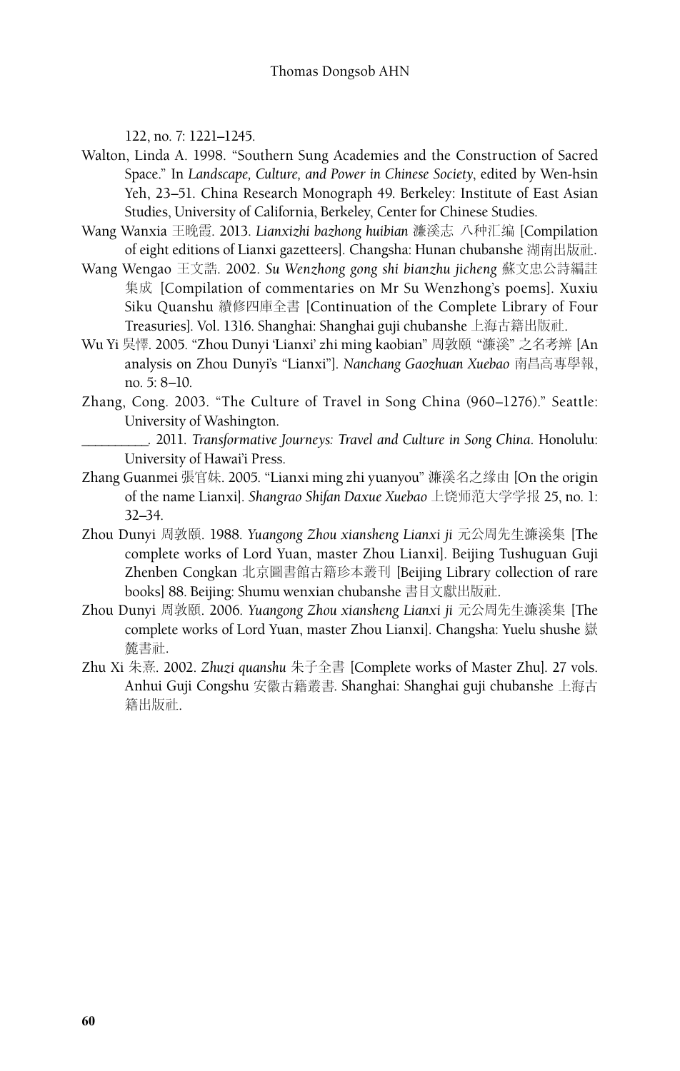122, no. 7: 1221–1245.

Walton, Linda A. 1998. "Southern Sung Academies and the Construction of Sacred Space." In *Landscape, Culture, and Power in Chinese Society*, edited by Wen-hsin Yeh, 23–51. China Research Monograph 49. Berkeley: Institute of East Asian Studies, University of California, Berkeley, Center for Chinese Studies.

Wang Wanxia 王晚霞. 2013. *Lianxizhi bazhong huibian* 濂溪志 八种汇编 [Compilation of eight editions of Lianxi gazetteers]. Changsha: Hunan chubanshe 湖南出版社.

Wang Wengao 王文誥. 2002. *Su Wenzhong gong shi bianzhu jicheng* 蘇文忠公詩編註集成 [Compilation of commentaries on Mr Su Wenzhong's poems]. Xuxiu Siku Quanshu 續修四庫全書 [Continuation of the Complete Library of Four Treasuries]. Vol. 1316. Shanghai: Shanghai guji chubanshe 上海古籍出版社.

Wu Yi 吳懌. 2005. "Zhou Dunyi 'Lianxi' zhi ming kaobian" 周敦頤 "濂溪" 之名考辨 [An analysis on Zhou Dunyi's "Lianxi"]. *Nanchang Gaozhuan Xuebao* 南昌高專學報, no. 5: 8–10.

Zhang, Cong. 2003. "The Culture of Travel in Song China (960–1276)." Seattle: University of Washington.

__________. 2011. *Transformative Journeys: Travel and Culture in Song China*. Honolulu: University of Hawai'i Press.

Zhang Guanmei 張官妹. 2005. "Lianxi ming zhi yuanyou" 濂溪名之缘由 [On the origin of the name Lianxi]. *Shangrao Shifan Daxue Xuebao* 上饶师范大学学报 25, no. 1: 32–34.

Zhou Dunyi 周敦頤. 1988. *Yuangong Zhou xiansheng Lianxi ji* 元公周先生濂溪集 [The complete works of Lord Yuan, master Zhou Lianxi]. Beijing Tushuguan Guji Zhenben Congkan 北京圖書館古籍珍本叢刊 [Beijing Library collection of rare books] 88. Beijing: Shumu wenxian chubanshe 書目文獻出版社.

Zhou Dunyi 周敦頤. 2006. *Yuangong Zhou xiansheng Lianxi ji* 元公周先生濂溪集 [The complete works of Lord Yuan, master Zhou Lianxi]. Changsha: Yuelu shushe 嶽麓書社.

Zhu Xi 朱熹. 2002. *Zhuzi quanshu* 朱子全書 [Complete works of Master Zhu]. 27 vols. Anhui Guji Congshu 安徽古籍叢書. Shanghai: Shanghai guji chubanshe 上海古籍出版社.